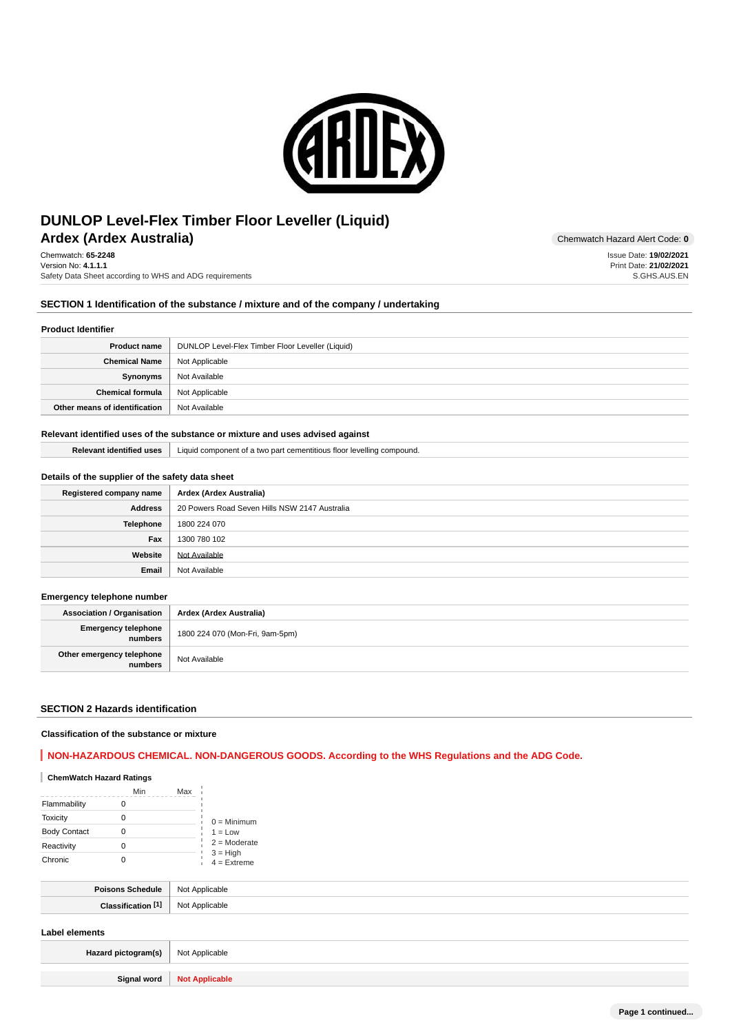# DUNLOP Level-Flex Timber Floor Leveller (Liquid)

## Ardex (Ardex Australia)

Chemwatch Hazard Alert Code: **0**

Chemwatch: **65-2248**
Version No: **4.1.1.1**
Safety Data Sheet according to WHS and ADG requirements

Issue Date: **19/02/2021**
Print Date: **21/02/2021**
S.GHS.AUS.EN

## SECTION 1 Identification of the substance / mixture and of the company / undertaking

### Product Identifier

| | |
|---|---|
| **Product name** | DUNLOP Level-Flex Timber Floor Leveller (Liquid) |
| **Chemical Name** | Not Applicable |
| **Synonyms** | Not Available |
| **Chemical formula** | Not Applicable |
| **Other means of identification** | Not Available |

### Relevant identified uses of the substance or mixture and uses advised against

| | |
|---|---|
| **Relevant identified uses** | Liquid component of a two part cementitious floor levelling compound. |

### Details of the supplier of the safety data sheet

| | |
|---|---|
| **Registered company name** | **Ardex (Ardex Australia)** |
| **Address** | 20 Powers Road Seven Hills NSW 2147 Australia |
| **Telephone** | 1800 224 070 |
| **Fax** | 1300 780 102 |
| **Website** | Not Available |
| **Email** | Not Available |

### Emergency telephone number

| | |
|---|---|
| **Association / Organisation** | **Ardex (Ardex Australia)** |
| **Emergency telephone numbers** | 1800 224 070 (Mon-Fri, 9am-5pm) |
| **Other emergency telephone numbers** | Not Available |

## SECTION 2 Hazards identification

### Classification of the substance or mixture

**NON-HAZARDOUS CHEMICAL. NON-DANGEROUS GOODS. According to the WHS Regulations and the ADG Code.**

**ChemWatch Hazard Ratings**

| | Min | Max |
|---|---|---|
| Flammability | 0 | |
| Toxicity | 0 | |
| Body Contact | 0 | |
| Reactivity | 0 | |
| Chronic | 0 | |

0 = Minimum
1 = Low
2 = Moderate
3 = High
4 = Extreme

| | |
|---|---|
| **Poisons Schedule** | Not Applicable |
| **Classification [1]** | Not Applicable |

### Label elements

| | |
|---|---|
| **Hazard pictogram(s)** | Not Applicable |
| **Signal word** | **Not Applicable** |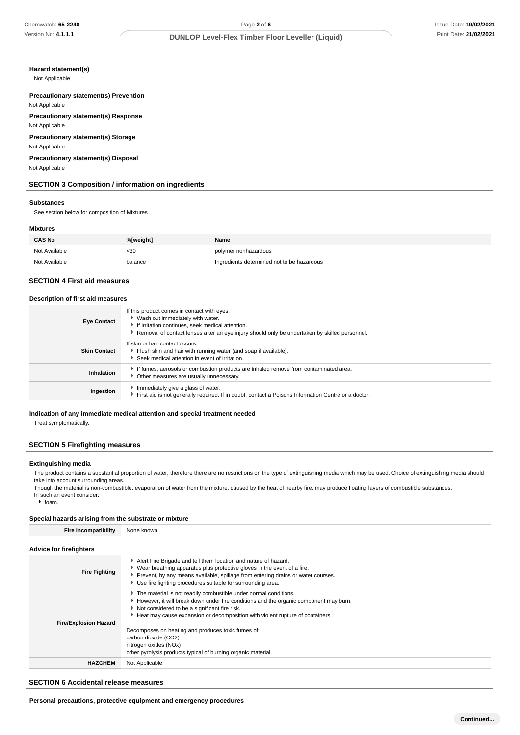### Hazard statement(s)

Not Applicable

### Precautionary statement(s) Prevention

Not Applicable

### Precautionary statement(s) Response

Not Applicable

### Precautionary statement(s) Storage

Not Applicable

### Precautionary statement(s) Disposal

Not Applicable

## SECTION 3 Composition / information on ingredients

### Substances

See section below for composition of Mixtures

### Mixtures

| CAS No | %[weight] | Name |
| --- | --- | --- |
| Not Available | <30 | polymer nonhazardous |
| Not Available | balance | Ingredients determined not to be hazardous |

## SECTION 4 First aid measures

### Description of first aid measures

| | |
| --- | --- |
| **Eye Contact** | If this product comes in contact with eyes:<br>▸ Wash out immediately with water.<br>▸ If irritation continues, seek medical attention.<br>▸ Removal of contact lenses after an eye injury should only be undertaken by skilled personnel. |
| **Skin Contact** | If skin or hair contact occurs:<br>▸ Flush skin and hair with running water (and soap if available).<br>▸ Seek medical attention in event of irritation. |
| **Inhalation** | ▸ If fumes, aerosols or combustion products are inhaled remove from contaminated area.<br>▸ Other measures are usually unnecessary. |
| **Ingestion** | ▸ Immediately give a glass of water.<br>▸ First aid is not generally required. If in doubt, contact a Poisons Information Centre or a doctor. |

### Indication of any immediate medical attention and special treatment needed

Treat symptomatically.

## SECTION 5 Firefighting measures

### Extinguishing media

The product contains a substantial proportion of water, therefore there are no restrictions on the type of extinguishing media which may be used. Choice of extinguishing media should take into account surrounding areas.
Though the material is non-combustible, evaporation of water from the mixture, caused by the heat of nearby fire, may produce floating layers of combustible substances.
In such an event consider:

- foam.

### Special hazards arising from the substrate or mixture

| | |
| --- | --- |
| **Fire Incompatibility** | None known. |

### Advice for firefighters

| | |
| --- | --- |
| **Fire Fighting** | ▸ Alert Fire Brigade and tell them location and nature of hazard.<br>▸ Wear breathing apparatus plus protective gloves in the event of a fire.<br>▸ Prevent, by any means available, spillage from entering drains or water courses.<br>▸ Use fire fighting procedures suitable for surrounding area. |
| **Fire/Explosion Hazard** | ▸ The material is not readily combustible under normal conditions.<br>▸ However, it will break down under fire conditions and the organic component may burn.<br>▸ Not considered to be a significant fire risk.<br>▸ Heat may cause expansion or decomposition with violent rupture of containers.<br><br>Decomposes on heating and produces toxic fumes of:<br>carbon dioxide ($CO_2$)<br>nitrogen oxides ($NO_x$)<br>other pyrolysis products typical of burning organic material. |
| **HAZCHEM** | Not Applicable |

## SECTION 6 Accidental release measures

### Personal precautions, protective equipment and emergency procedures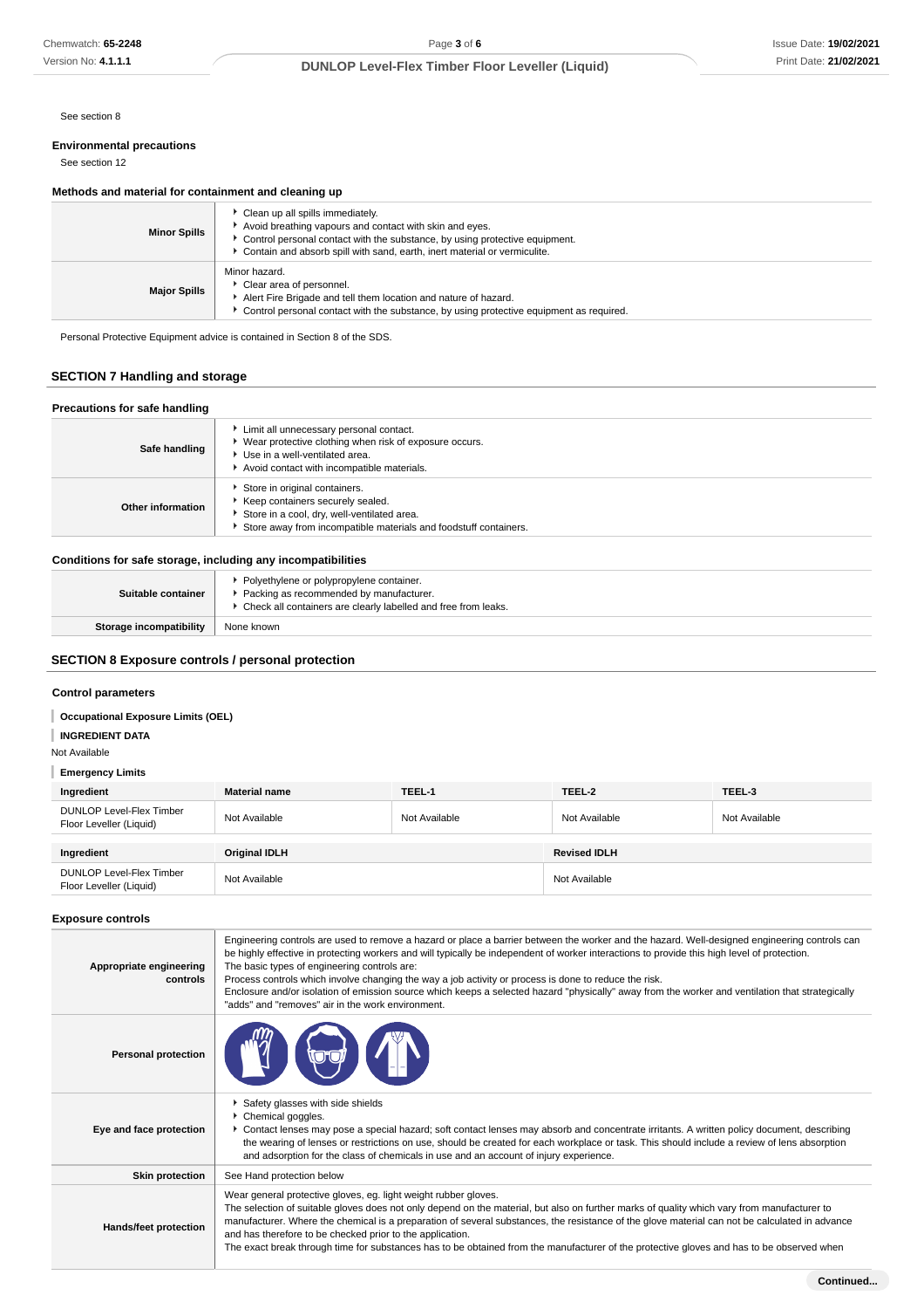See section 8

**Environmental precautions**

See section 12

**Methods and material for containment and cleaning up**

| | |
|---|---|
| **Minor Spills** | Clean up all spills immediately.<br>Avoid breathing vapours and contact with skin and eyes.<br>Control personal contact with the substance, by using protective equipment.<br>Contain and absorb spill with sand, earth, inert material or vermiculite. |
| **Major Spills** | Minor hazard.<br>Clear area of personnel.<br>Alert Fire Brigade and tell them location and nature of hazard.<br>Control personal contact with the substance, by using protective equipment as required. |

Personal Protective Equipment advice is contained in Section 8 of the SDS.

## SECTION 7 Handling and storage

**Precautions for safe handling**

| | |
|---|---|
| **Safe handling** | Limit all unnecessary personal contact.<br>Wear protective clothing when risk of exposure occurs.<br>Use in a well-ventilated area.<br>Avoid contact with incompatible materials. |
| **Other information** | Store in original containers.<br>Keep containers securely sealed.<br>Store in a cool, dry, well-ventilated area.<br>Store away from incompatible materials and foodstuff containers. |

**Conditions for safe storage, including any incompatibilities**

| | |
|---|---|
| **Suitable container** | Polyethylene or polypropylene container.<br>Packing as recommended by manufacturer.<br>Check all containers are clearly labelled and free from leaks. |
| **Storage incompatibility** | None known |

## SECTION 8 Exposure controls / personal protection

**Control parameters**

**Occupational Exposure Limits (OEL)**

**INGREDIENT DATA**

Not Available

**Emergency Limits**

| Ingredient | Material name | TEEL-1 | TEEL-2 | TEEL-3 |
|---|---|---|---|---|
| DUNLOP Level-Flex Timber Floor Leveller (Liquid) | Not Available | Not Available | Not Available | Not Available |

| Ingredient | Original IDLH | Revised IDLH |
|---|---|---|
| DUNLOP Level-Flex Timber Floor Leveller (Liquid) | Not Available | Not Available |

**Exposure controls**

| | |
|---|---|
| **Appropriate engineering controls** | Engineering controls are used to remove a hazard or place a barrier between the worker and the hazard. Well-designed engineering controls can be highly effective in protecting workers and will typically be independent of worker interactions to provide this high level of protection.<br>The basic types of engineering controls are:<br>Process controls which involve changing the way a job activity or process is done to reduce the risk.<br>Enclosure and/or isolation of emission source which keeps a selected hazard "physically" away from the worker and ventilation that strategically "adds" and "removes" air in the work environment. |
| **Personal protection** | |
| **Eye and face protection** | Safety glasses with side shields<br>Chemical goggles.<br>Contact lenses may pose a special hazard; soft contact lenses may absorb and concentrate irritants. A written policy document, describing the wearing of lenses or restrictions on use, should be created for each workplace or task. This should include a review of lens absorption and adsorption for the class of chemicals in use and an account of injury experience. |
| **Skin protection** | See Hand protection below |
| **Hands/feet protection** | Wear general protective gloves, eg. light weight rubber gloves.<br>The selection of suitable gloves does not only depend on the material, but also on further marks of quality which vary from manufacturer to manufacturer. Where the chemical is a preparation of several substances, the resistance of the glove material can not be calculated in advance and has therefore to be checked prior to the application.<br>The exact break through time for substances has to be obtained from the manufacturer of the protective gloves and has to be observed when |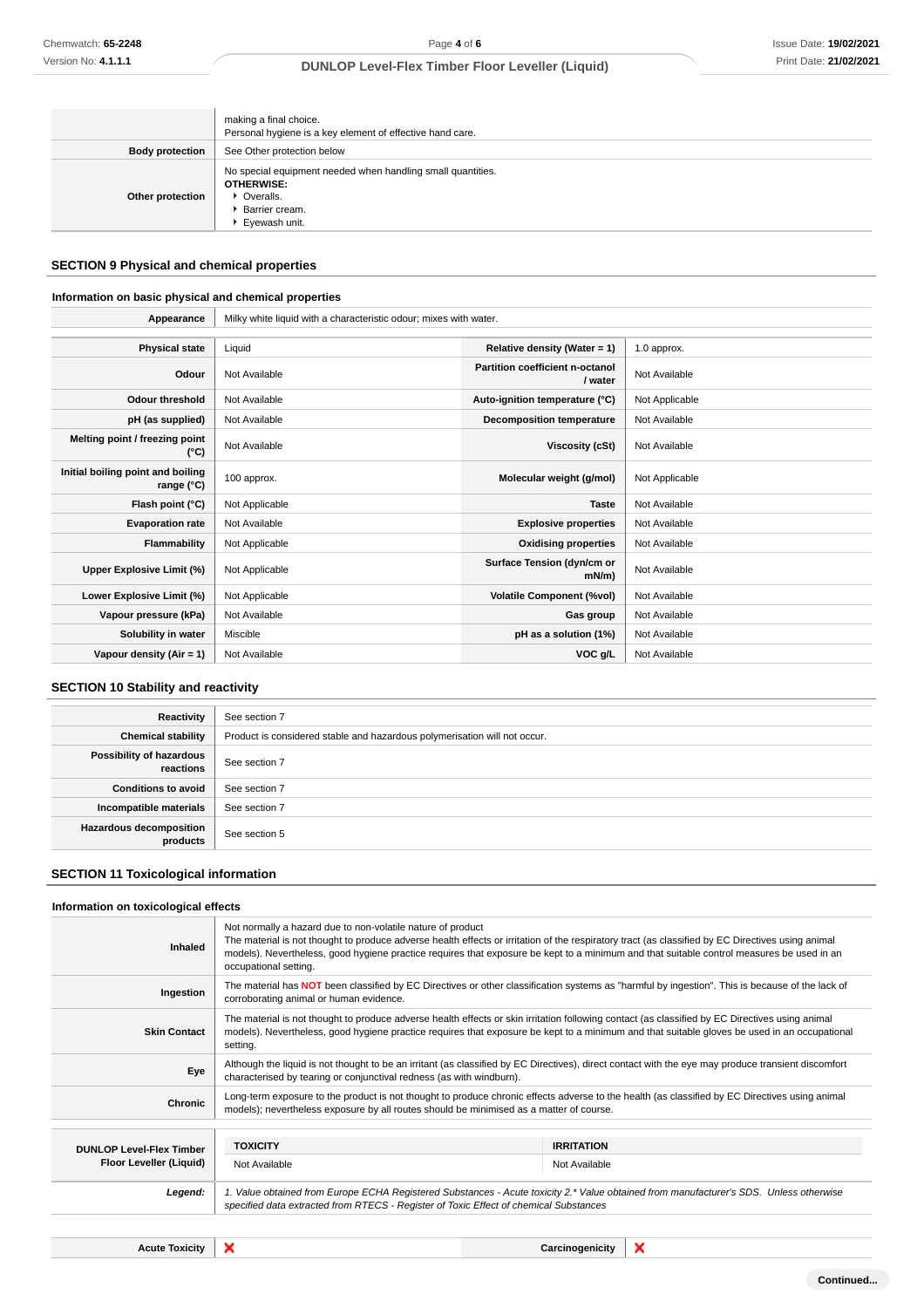| | |
|---|---|
| | making a final choice.<br>Personal hygiene is a key element of effective hand care. |
| **Body protection** | See Other protection below |
| **Other protection** | No special equipment needed when handling small quantities.<br>**OTHERWISE:**<br>▸ Overalls.<br>▸ Barrier cream.<br>▸ Eyewash unit. |

## SECTION 9 Physical and chemical properties

### Information on basic physical and chemical properties

| | |
|---|---|
| **Appearance** | Milky white liquid with a characteristic odour; mixes with water. |

| | | | |
|---|---|---|---|
| **Physical state** | Liquid | **Relative density (Water = 1)** | 1.0 approx. |
| **Odour** | Not Available | **Partition coefficient n-octanol / water** | Not Available |
| **Odour threshold** | Not Available | **Auto-ignition temperature (°C)** | Not Applicable |
| **pH (as supplied)** | Not Available | **Decomposition temperature** | Not Available |
| **Melting point / freezing point (°C)** | Not Available | **Viscosity (cSt)** | Not Available |
| **Initial boiling point and boiling range (°C)** | 100 approx. | **Molecular weight (g/mol)** | Not Applicable |
| **Flash point (°C)** | Not Applicable | **Taste** | Not Available |
| **Evaporation rate** | Not Available | **Explosive properties** | Not Available |
| **Flammability** | Not Applicable | **Oxidising properties** | Not Available |
| **Upper Explosive Limit (%)** | Not Applicable | **Surface Tension (dyn/cm or mN/m)** | Not Available |
| **Lower Explosive Limit (%)** | Not Applicable | **Volatile Component (%vol)** | Not Available |
| **Vapour pressure (kPa)** | Not Available | **Gas group** | Not Available |
| **Solubility in water** | Miscible | **pH as a solution (1%)** | Not Available |
| **Vapour density (Air = 1)** | Not Available | **VOC g/L** | Not Available |

## SECTION 10 Stability and reactivity

| | |
|---|---|
| **Reactivity** | See section 7 |
| **Chemical stability** | Product is considered stable and hazardous polymerisation will not occur. |
| **Possibility of hazardous reactions** | See section 7 |
| **Conditions to avoid** | See section 7 |
| **Incompatible materials** | See section 7 |
| **Hazardous decomposition products** | See section 5 |

## SECTION 11 Toxicological information

### Information on toxicological effects

| | |
|---|---|
| **Inhaled** | Not normally a hazard due to non-volatile nature of product<br>The material is not thought to produce adverse health effects or irritation of the respiratory tract (as classified by EC Directives using animal models). Nevertheless, good hygiene practice requires that exposure be kept to a minimum and that suitable control measures be used in an occupational setting. |
| **Ingestion** | The material has **NOT** been classified by EC Directives or other classification systems as "harmful by ingestion". This is because of the lack of corroborating animal or human evidence. |
| **Skin Contact** | The material is not thought to produce adverse health effects or skin irritation following contact (as classified by EC Directives using animal models). Nevertheless, good hygiene practice requires that exposure be kept to a minimum and that suitable gloves be used in an occupational setting. |
| **Eye** | Although the liquid is not thought to be an irritant (as classified by EC Directives), direct contact with the eye may produce transient discomfort characterised by tearing or conjunctival redness (as with windburn). |
| **Chronic** | Long-term exposure to the product is not thought to produce chronic effects adverse to the health (as classified by EC Directives using animal models); nevertheless exposure by all routes should be minimised as a matter of course. |

| | **TOXICITY** | **IRRITATION** |
|---|---|---|
| **DUNLOP Level-Flex Timber Floor Leveller (Liquid)** | Not Available | Not Available |
| ***Legend:*** | *1. Value obtained from Europe ECHA Registered Substances - Acute toxicity 2.\* Value obtained from manufacturer's SDS. Unless otherwise specified data extracted from RTECS - Register of Toxic Effect of chemical Substances* | |

| | | | |
|---|---|---|---|
| **Acute Toxicity** | ❌ | **Carcinogenicity** | ❌ |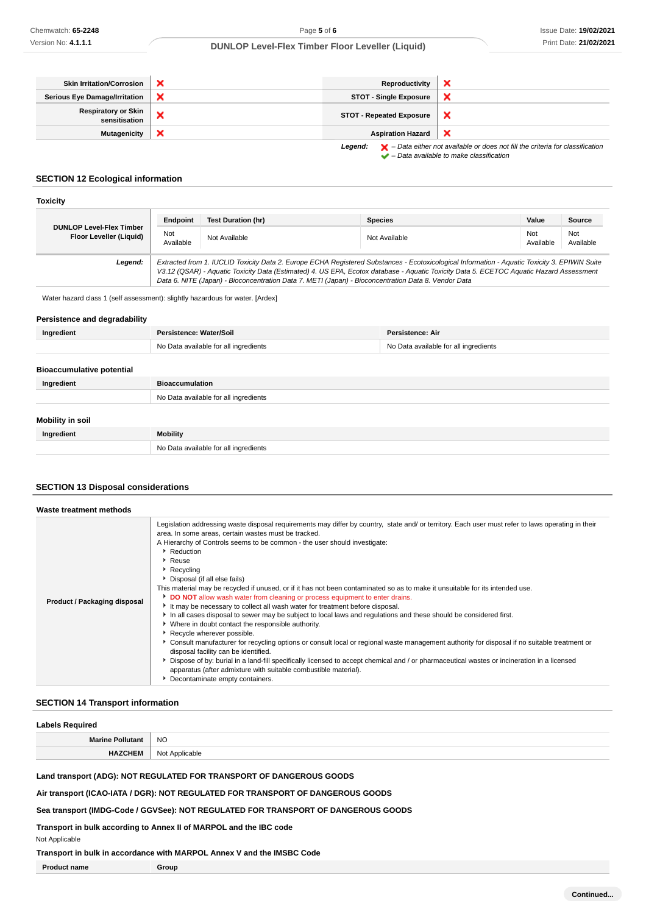| Skin Irritation/Corrosion | ❌ | Reproductivity | ❌ |
|---|---|---|---|
| Serious Eye Damage/Irritation | ❌ | STOT - Single Exposure | ❌ |
| Respiratory or Skin sensitisation | ❌ | STOT - Repeated Exposure | ❌ |
| Mutagenicity | ❌ | Aspiration Hazard | ❌ |

*Legend:* ❌ *– Data either not available or does not fill the criteria for classification*
✔ *– Data available to make classification*

## SECTION 12 Ecological information

### Toxicity

| DUNLOP Level-Flex Timber Floor Leveller (Liquid) | Endpoint | Test Duration (hr) | Species | Value | Source |
|---|---|---|---|---|---|
| | Not Available | Not Available | Not Available | Not Available | Not Available |
| ***Legend:*** | *Extracted from 1. IUCLID Toxicity Data 2. Europe ECHA Registered Substances - Ecotoxicological Information - Aquatic Toxicity 3. EPIWIN Suite V3.12 (QSAR) - Aquatic Toxicity Data (Estimated) 4. US EPA, Ecotox database - Aquatic Toxicity Data 5. ECETOC Aquatic Hazard Assessment Data 6. NITE (Japan) - Bioconcentration Data 7. METI (Japan) - Bioconcentration Data 8. Vendor Data* | | | | |

Water hazard class 1 (self assessment): slightly hazardous for water. [Ardex]

### Persistence and degradability

| Ingredient | Persistence: Water/Soil | Persistence: Air |
|---|---|---|
| | No Data available for all ingredients | No Data available for all ingredients |

### Bioaccumulative potential

| Ingredient | Bioaccumulation |
|---|---|
| | No Data available for all ingredients |

### Mobility in soil

| Ingredient | Mobility |
|---|---|
| | No Data available for all ingredients |

## SECTION 13 Disposal considerations

### Waste treatment methods

| Product / Packaging disposal | Legislation addressing waste disposal requirements may differ by country, state and/ or territory. Each user must refer to laws operating in their area. In some areas, certain wastes must be tracked.<br>A Hierarchy of Controls seems to be common - the user should investigate:<br>▸ Reduction<br>▸ Reuse<br>▸ Recycling<br>▸ Disposal (if all else fails)<br>This material may be recycled if unused, or if it has not been contaminated so as to make it unsuitable for its intended use.<br>▸ **DO NOT** allow wash water from cleaning or process equipment to enter drains.<br>▸ It may be necessary to collect all wash water for treatment before disposal.<br>▸ In all cases disposal to sewer may be subject to local laws and regulations and these should be considered first.<br>▸ Where in doubt contact the responsible authority.<br>▸ Recycle wherever possible.<br>▸ Consult manufacturer for recycling options or consult local or regional waste management authority for disposal if no suitable treatment or disposal facility can be identified.<br>▸ Dispose of by: burial in a land-fill specifically licensed to accept chemical and / or pharmaceutical wastes or incineration in a licensed apparatus (after admixture with suitable combustible material).<br>▸ Decontaminate empty containers. |
|---|---|

## SECTION 14 Transport information

### Labels Required

| Marine Pollutant | NO |
|---|---|
| HAZCHEM | Not Applicable |

**Land transport (ADG): NOT REGULATED FOR TRANSPORT OF DANGEROUS GOODS**

**Air transport (ICAO-IATA / DGR): NOT REGULATED FOR TRANSPORT OF DANGEROUS GOODS**

**Sea transport (IMDG-Code / GGVSee): NOT REGULATED FOR TRANSPORT OF DANGEROUS GOODS**

**Transport in bulk according to Annex II of MARPOL and the IBC code**

Not Applicable

**Transport in bulk in accordance with MARPOL Annex V and the IMSBC Code**

| Product name | Group |
|---|---|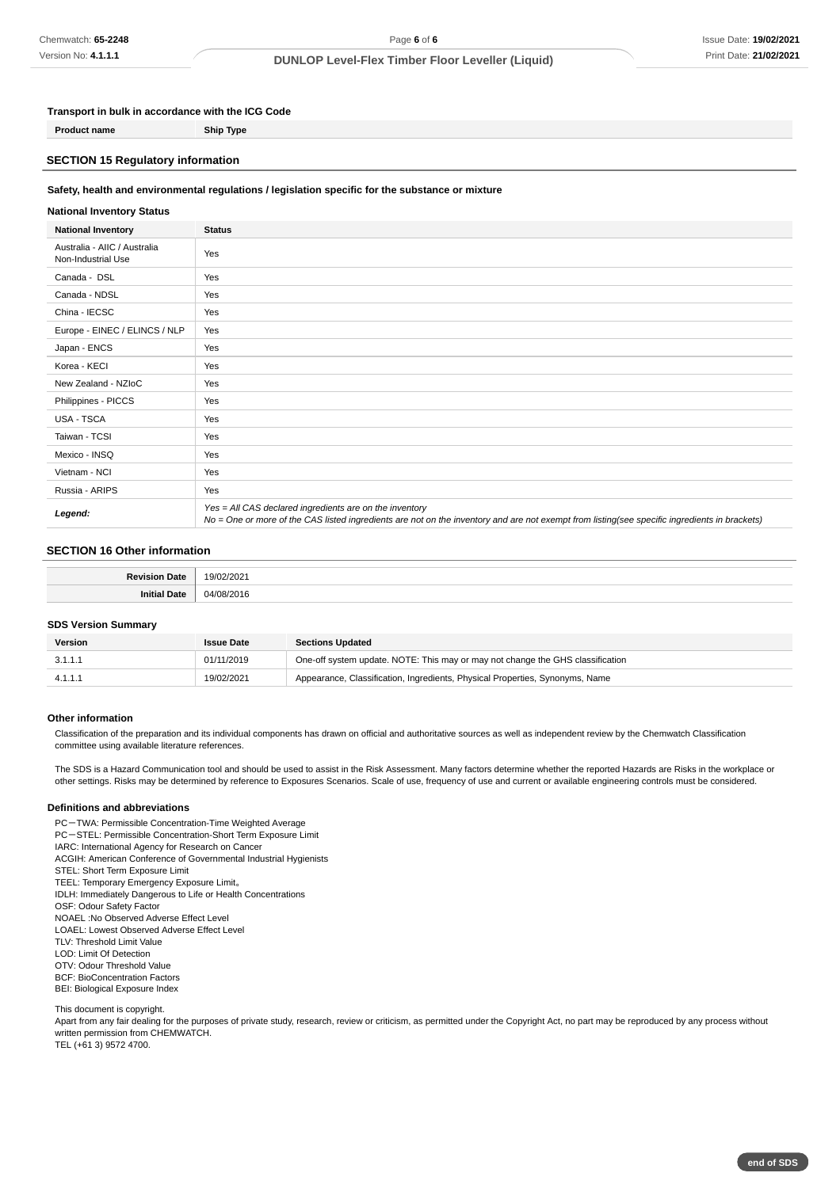**Transport in bulk in accordance with the ICG Code**

| Product name | Ship Type |
|---|---|

## SECTION 15 Regulatory information

**Safety, health and environmental regulations / legislation specific for the substance or mixture**

**National Inventory Status**

| National Inventory | Status |
|---|---|
| Australia - AIIC / Australia Non-Industrial Use | Yes |
| Canada - DSL | Yes |
| Canada - NDSL | Yes |
| China - IECSC | Yes |
| Europe - EINEC / ELINCS / NLP | Yes |
| Japan - ENCS | Yes |
| Korea - KECI | Yes |
| New Zealand - NZIoC | Yes |
| Philippines - PICCS | Yes |
| USA - TSCA | Yes |
| Taiwan - TCSI | Yes |
| Mexico - INSQ | Yes |
| Vietnam - NCI | Yes |
| Russia - ARIPS | Yes |
| ***Legend:*** | *Yes = All CAS declared ingredients are on the inventory*<br>*No = One or more of the CAS listed ingredients are not on the inventory and are not exempt from listing(see specific ingredients in brackets)* |

## SECTION 16 Other information

| | |
|---|---|
| **Revision Date** | 19/02/2021 |
| **Initial Date** | 04/08/2016 |

**SDS Version Summary**

| Version | Issue Date | Sections Updated |
|---|---|---|
| 3.1.1.1 | 01/11/2019 | One-off system update. NOTE: This may or may not change the GHS classification |
| 4.1.1.1 | 19/02/2021 | Appearance, Classification, Ingredients, Physical Properties, Synonyms, Name |

**Other information**

Classification of the preparation and its individual components has drawn on official and authoritative sources as well as independent review by the Chemwatch Classification committee using available literature references.

The SDS is a Hazard Communication tool and should be used to assist in the Risk Assessment. Many factors determine whether the reported Hazards are Risks in the workplace or other settings. Risks may be determined by reference to Exposures Scenarios. Scale of use, frequency of use and current or available engineering controls must be considered.

**Definitions and abbreviations**

PC－TWA: Permissible Concentration-Time Weighted Average
PC－STEL: Permissible Concentration-Short Term Exposure Limit
IARC: International Agency for Research on Cancer
ACGIH: American Conference of Governmental Industrial Hygienists
STEL: Short Term Exposure Limit
TEEL: Temporary Emergency Exposure Limit。
IDLH: Immediately Dangerous to Life or Health Concentrations
OSF: Odour Safety Factor
NOAEL :No Observed Adverse Effect Level
LOAEL: Lowest Observed Adverse Effect Level
TLV: Threshold Limit Value
LOD: Limit Of Detection
OTV: Odour Threshold Value
BCF: BioConcentration Factors
BEI: Biological Exposure Index

This document is copyright.
Apart from any fair dealing for the purposes of private study, research, review or criticism, as permitted under the Copyright Act, no part may be reproduced by any process without written permission from CHEMWATCH.
TEL (+61 3) 9572 4700.

**end of SDS**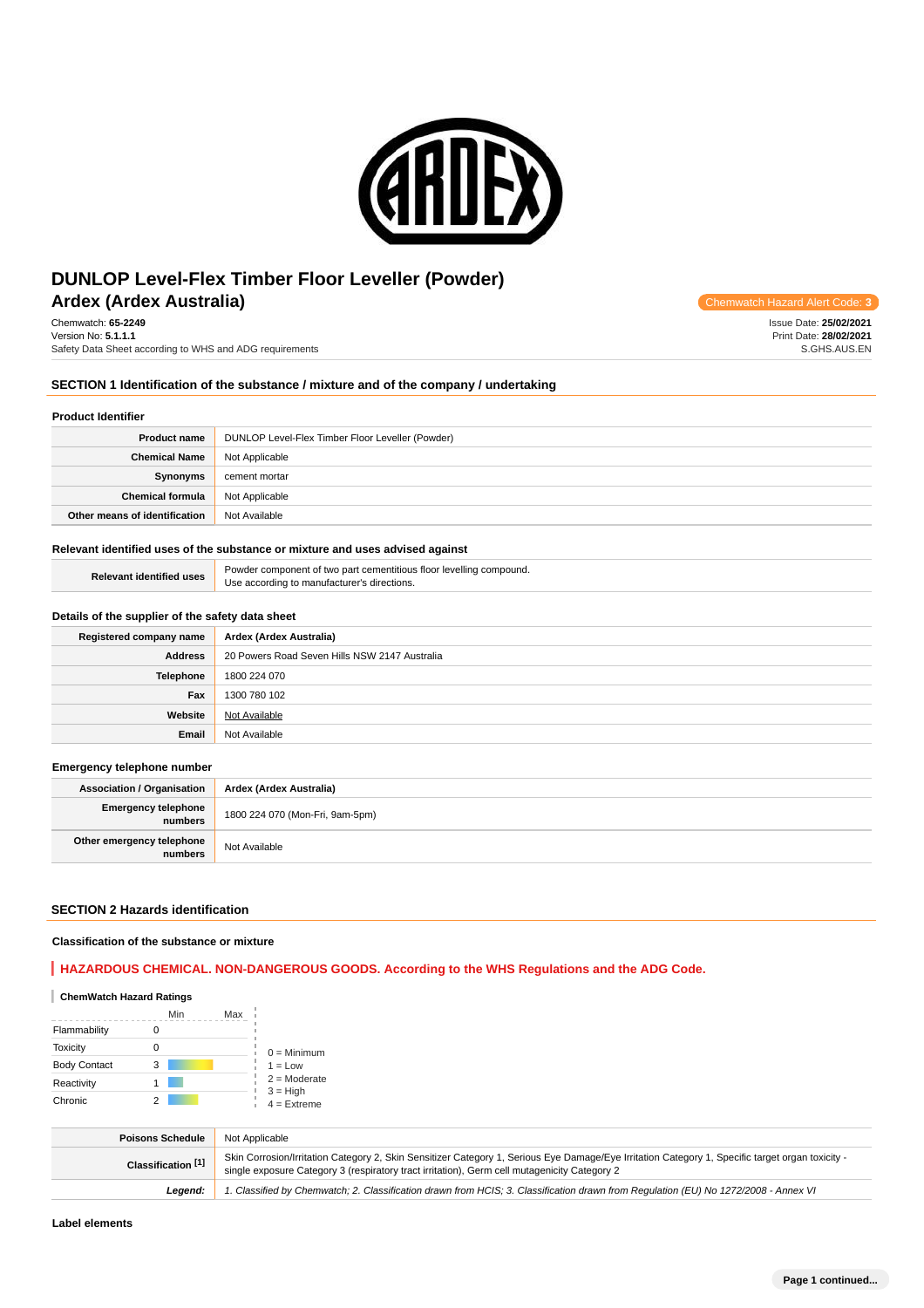# DUNLOP Level-Flex Timber Floor Leveller (Powder)
## Ardex (Ardex Australia)

Chemwatch Hazard Alert Code: 3

Chemwatch: **65-2249**
Version No: **5.1.1.1**
Safety Data Sheet according to WHS and ADG requirements

Issue Date: **25/02/2021**
Print Date: **28/02/2021**
S.GHS.AUS.EN

## SECTION 1 Identification of the substance / mixture and of the company / undertaking

### Product Identifier

| | |
|---|---|
| **Product name** | DUNLOP Level-Flex Timber Floor Leveller (Powder) |
| **Chemical Name** | Not Applicable |
| **Synonyms** | cement mortar |
| **Chemical formula** | Not Applicable |
| **Other means of identification** | Not Available |

### Relevant identified uses of the substance or mixture and uses advised against

| | |
|---|---|
| **Relevant identified uses** | Powder component of two part cementitious floor levelling compound. Use according to manufacturer's directions. |

### Details of the supplier of the safety data sheet

| | |
|---|---|
| **Registered company name** | Ardex (Ardex Australia) |
| **Address** | 20 Powers Road Seven Hills NSW 2147 Australia |
| **Telephone** | 1800 224 070 |
| **Fax** | 1300 780 102 |
| **Website** | Not Available |
| **Email** | Not Available |

### Emergency telephone number

| | |
|---|---|
| **Association / Organisation** | Ardex (Ardex Australia) |
| **Emergency telephone numbers** | 1800 224 070 (Mon-Fri, 9am-5pm) |
| **Other emergency telephone numbers** | Not Available |

## SECTION 2 Hazards identification

### Classification of the substance or mixture

**HAZARDOUS CHEMICAL. NON-DANGEROUS GOODS. According to the WHS Regulations and the ADG Code.**

**ChemWatch Hazard Ratings**

| | Min | Max |
|---|---|---|
| Flammability | 0 | |
| Toxicity | 0 | |
| Body Contact | 3 | |
| Reactivity | 1 | |
| Chronic | 2 | |

0 = Minimum
1 = Low
2 = Moderate
3 = High
4 = Extreme

| | |
|---|---|
| **Poisons Schedule** | Not Applicable |
| **Classification [1]** | Skin Corrosion/Irritation Category 2, Skin Sensitizer Category 1, Serious Eye Damage/Eye Irritation Category 1, Specific target organ toxicity - single exposure Category 3 (respiratory tract irritation), Germ cell mutagenicity Category 2 |
| ***Legend:*** | *1. Classified by Chemwatch; 2. Classification drawn from HCIS; 3. Classification drawn from Regulation (EU) No 1272/2008 - Annex VI* |

### Label elements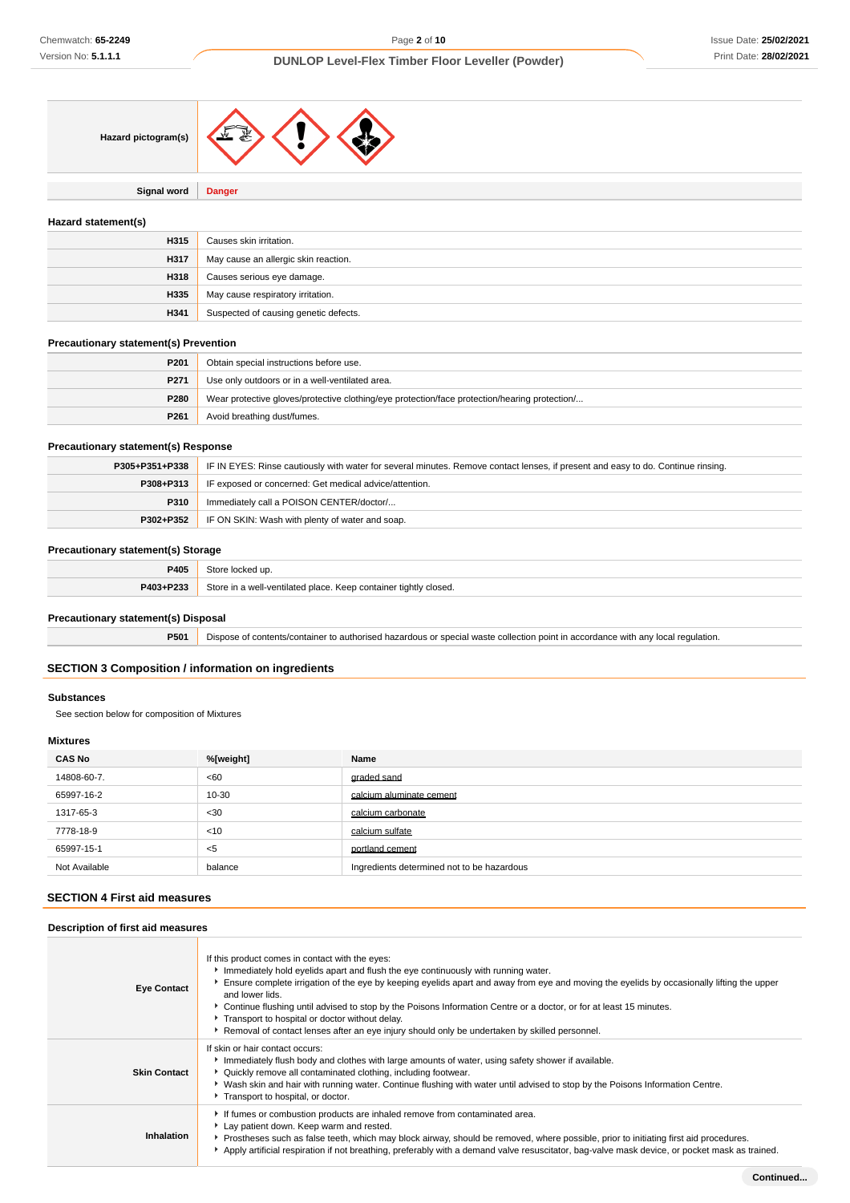| Hazard pictogram(s) | |
|---|---|
| Signal word | **Danger** |

### Hazard statement(s)

| | |
|---|---|
| **H315** | Causes skin irritation. |
| **H317** | May cause an allergic skin reaction. |
| **H318** | Causes serious eye damage. |
| **H335** | May cause respiratory irritation. |
| **H341** | Suspected of causing genetic defects. |

### Precautionary statement(s) Prevention

| | |
|---|---|
| **P201** | Obtain special instructions before use. |
| **P271** | Use only outdoors or in a well-ventilated area. |
| **P280** | Wear protective gloves/protective clothing/eye protection/face protection/hearing protection/... |
| **P261** | Avoid breathing dust/fumes. |

### Precautionary statement(s) Response

| | |
|---|---|
| **P305+P351+P338** | IF IN EYES: Rinse cautiously with water for several minutes. Remove contact lenses, if present and easy to do. Continue rinsing. |
| **P308+P313** | IF exposed or concerned: Get medical advice/attention. |
| **P310** | Immediately call a POISON CENTER/doctor/... |
| **P302+P352** | IF ON SKIN: Wash with plenty of water and soap. |

### Precautionary statement(s) Storage

| | |
|---|---|
| **P405** | Store locked up. |
| **P403+P233** | Store in a well-ventilated place. Keep container tightly closed. |

### Precautionary statement(s) Disposal

| | |
|---|---|
| **P501** | Dispose of contents/container to authorised hazardous or special waste collection point in accordance with any local regulation. |

## SECTION 3 Composition / information on ingredients

### Substances

See section below for composition of Mixtures

### Mixtures

| CAS No | %[weight] | Name |
|---|---|---|
| 14808-60-7. | <60 | graded sand |
| 65997-16-2 | 10-30 | calcium aluminate cement |
| 1317-65-3 | <30 | calcium carbonate |
| 7778-18-9 | <10 | calcium sulfate |
| 65997-15-1 | <5 | portland cement |
| Not Available | balance | Ingredients determined not to be hazardous |

## SECTION 4 First aid measures

### Description of first aid measures

| | |
|---|---|
| **Eye Contact** | If this product comes in contact with the eyes:<br>- Immediately hold eyelids apart and flush the eye continuously with running water.<br>- Ensure complete irrigation of the eye by keeping eyelids apart and away from eye and moving the eyelids by occasionally lifting the upper and lower lids.<br>- Continue flushing until advised to stop by the Poisons Information Centre or a doctor, or for at least 15 minutes.<br>- Transport to hospital or doctor without delay.<br>- Removal of contact lenses after an eye injury should only be undertaken by skilled personnel. |
| **Skin Contact** | If skin or hair contact occurs:<br>- Immediately flush body and clothes with large amounts of water, using safety shower if available.<br>- Quickly remove all contaminated clothing, including footwear.<br>- Wash skin and hair with running water. Continue flushing with water until advised to stop by the Poisons Information Centre.<br>- Transport to hospital, or doctor. |
| **Inhalation** | - If fumes or combustion products are inhaled remove from contaminated area.<br>- Lay patient down. Keep warm and rested.<br>- Prostheses such as false teeth, which may block airway, should be removed, where possible, prior to initiating first aid procedures.<br>- Apply artificial respiration if not breathing, preferably with a demand valve resuscitator, bag-valve mask device, or pocket mask as trained. |

**Continued...**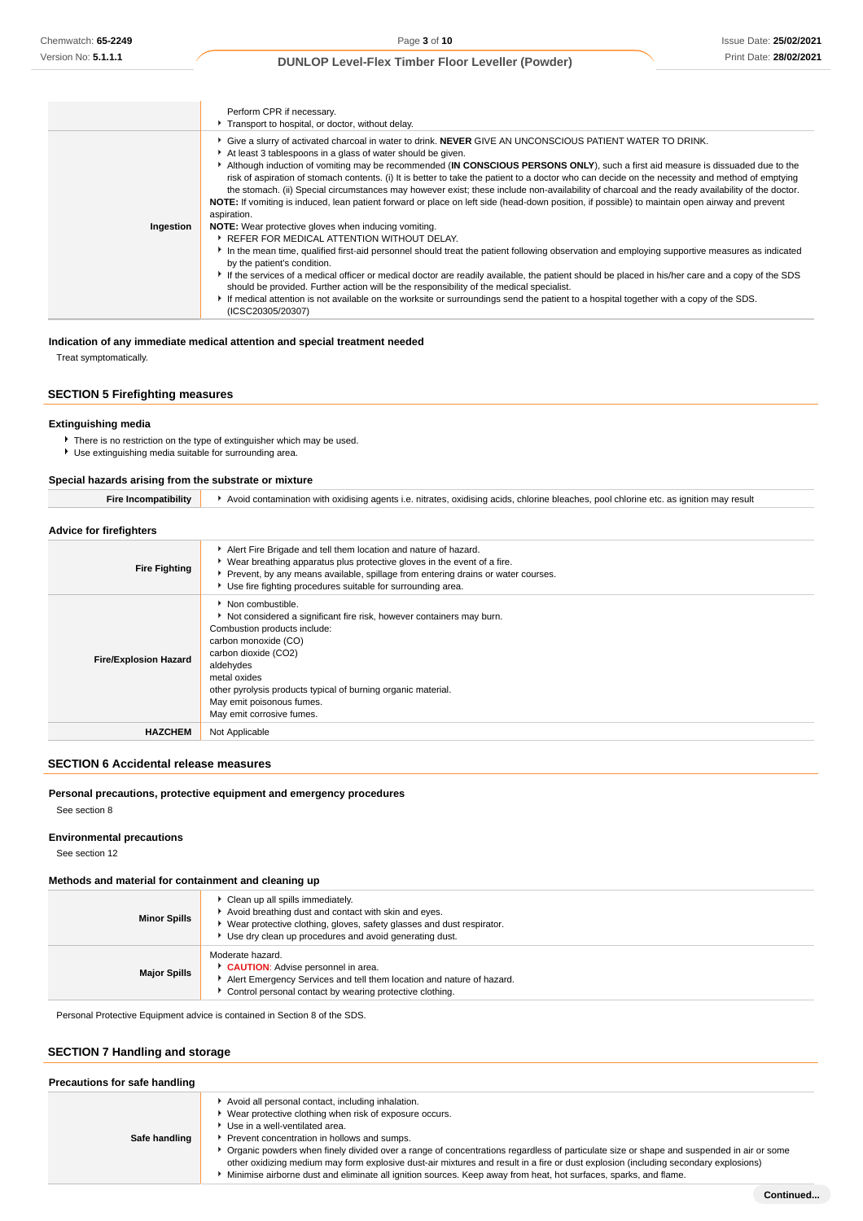| | |
|---|---|
| | Perform CPR if necessary.<br>▸ Transport to hospital, or doctor, without delay. |
| **Ingestion** | ▸ Give a slurry of activated charcoal in water to drink. **NEVER** GIVE AN UNCONSCIOUS PATIENT WATER TO DRINK.<br>▸ At least 3 tablespoons in a glass of water should be given.<br>▸ Although induction of vomiting may be recommended (**IN CONSCIOUS PERSONS ONLY**), such a first aid measure is dissuaded due to the risk of aspiration of stomach contents. (i) It is better to take the patient to a doctor who can decide on the necessity and method of emptying the stomach. (ii) Special circumstances may however exist; these include non-availability of charcoal and the ready availability of the doctor.<br>**NOTE:** If vomiting is induced, lean patient forward or place on left side (head-down position, if possible) to maintain open airway and prevent aspiration.<br>**NOTE:** Wear protective gloves when inducing vomiting.<br>▸ REFER FOR MEDICAL ATTENTION WITHOUT DELAY.<br>▸ In the mean time, qualified first-aid personnel should treat the patient following observation and employing supportive measures as indicated by the patient's condition.<br>▸ If the services of a medical officer or medical doctor are readily available, the patient should be placed in his/her care and a copy of the SDS should be provided. Further action will be the responsibility of the medical specialist.<br>▸ If medical attention is not available on the worksite or surroundings send the patient to a hospital together with a copy of the SDS.<br>(ICSC20305/20307) |

### Indication of any immediate medical attention and special treatment needed

Treat symptomatically.

## SECTION 5 Firefighting measures

### Extinguishing media

- There is no restriction on the type of extinguisher which may be used.
- Use extinguishing media suitable for surrounding area.

### Special hazards arising from the substrate or mixture

| | |
|---|---|
| **Fire Incompatibility** | ▸ Avoid contamination with oxidising agents i.e. nitrates, oxidising acids, chlorine bleaches, pool chlorine etc. as ignition may result |

### Advice for firefighters

| | |
|---|---|
| **Fire Fighting** | ▸ Alert Fire Brigade and tell them location and nature of hazard.<br>▸ Wear breathing apparatus plus protective gloves in the event of a fire.<br>▸ Prevent, by any means available, spillage from entering drains or water courses.<br>▸ Use fire fighting procedures suitable for surrounding area. |
| **Fire/Explosion Hazard** | ▸ Non combustible.<br>▸ Not considered a significant fire risk, however containers may burn.<br>Combustion products include:<br>carbon monoxide (CO)<br>carbon dioxide (CO2)<br>aldehydes<br>metal oxides<br>other pyrolysis products typical of burning organic material.<br>May emit poisonous fumes.<br>May emit corrosive fumes. |
| **HAZCHEM** | Not Applicable |

## SECTION 6 Accidental release measures

### Personal precautions, protective equipment and emergency procedures

See section 8

### Environmental precautions

See section 12

### Methods and material for containment and cleaning up

| | |
|---|---|
| **Minor Spills** | ▸ Clean up all spills immediately.<br>▸ Avoid breathing dust and contact with skin and eyes.<br>▸ Wear protective clothing, gloves, safety glasses and dust respirator.<br>▸ Use dry clean up procedures and avoid generating dust. |
| **Major Spills** | Moderate hazard.<br>▸ **CAUTION**: Advise personnel in area.<br>▸ Alert Emergency Services and tell them location and nature of hazard.<br>▸ Control personal contact by wearing protective clothing. |

Personal Protective Equipment advice is contained in Section 8 of the SDS.

## SECTION 7 Handling and storage

### Precautions for safe handling

| | |
|---|---|
| **Safe handling** | ▸ Avoid all personal contact, including inhalation.<br>▸ Wear protective clothing when risk of exposure occurs.<br>▸ Use in a well-ventilated area.<br>▸ Prevent concentration in hollows and sumps.<br>▸ Organic powders when finely divided over a range of concentrations regardless of particulate size or shape and suspended in air or some other oxidizing medium may form explosive dust-air mixtures and result in a fire or dust explosion (including secondary explosions)<br>▸ Minimise airborne dust and eliminate all ignition sources. Keep away from heat, hot surfaces, sparks, and flame. |

Continued...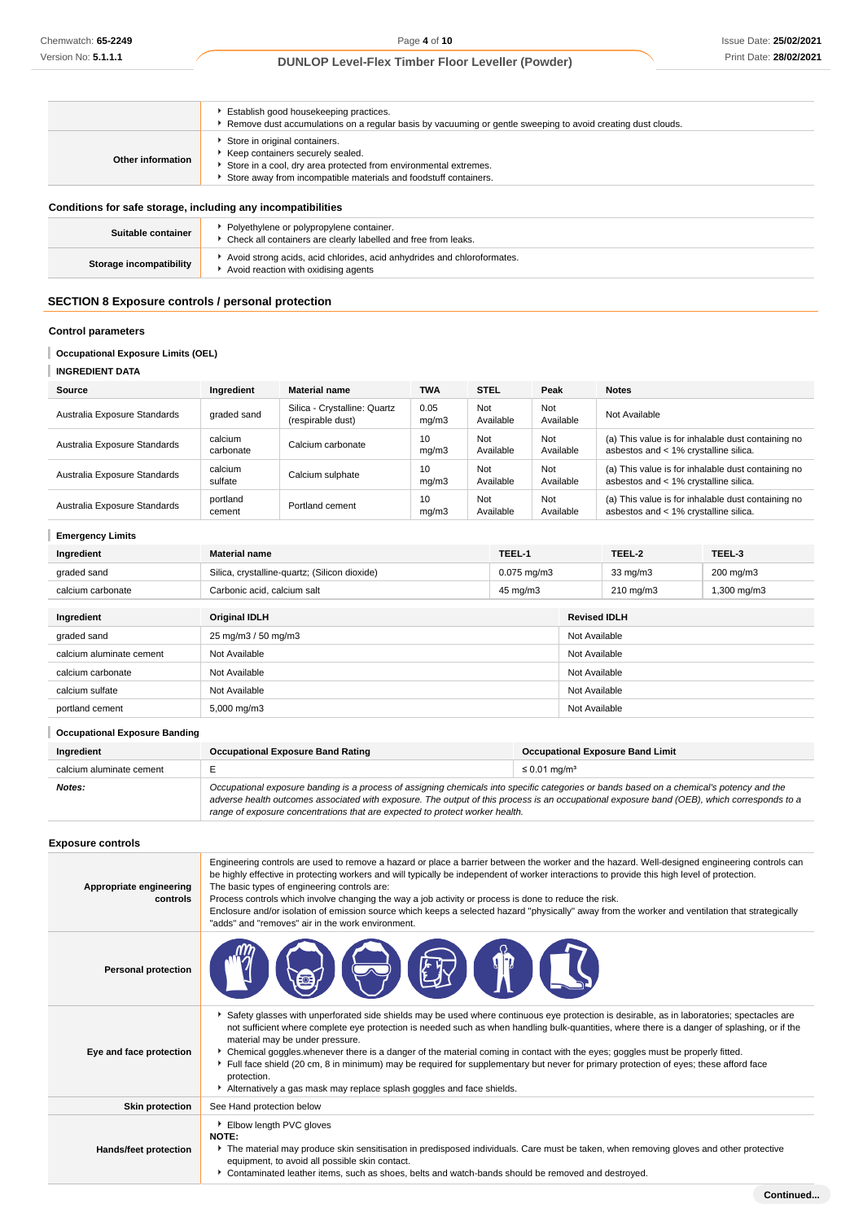| | |
|---|---|
| | Establish good housekeeping practices.<br>Remove dust accumulations on a regular basis by vacuuming or gentle sweeping to avoid creating dust clouds. |
| **Other information** | Store in original containers.<br>Keep containers securely sealed.<br>Store in a cool, dry area protected from environmental extremes.<br>Store away from incompatible materials and foodstuff containers. |

### Conditions for safe storage, including any incompatibilities

| | |
|---|---|
| **Suitable container** | Polyethylene or polypropylene container.<br>Check all containers are clearly labelled and free from leaks. |
| **Storage incompatibility** | Avoid strong acids, acid chlorides, acid anhydrides and chloroformates.<br>Avoid reaction with oxidising agents |

## SECTION 8 Exposure controls / personal protection

### Control parameters

**Occupational Exposure Limits (OEL)**

**INGREDIENT DATA**

| Source | Ingredient | Material name | TWA | STEL | Peak | Notes |
|---|---|---|---|---|---|---|
| Australia Exposure Standards | graded sand | Silica - Crystalline: Quartz (respirable dust) | 0.05 mg/m3 | Not Available | Not Available | Not Available |
| Australia Exposure Standards | calcium carbonate | Calcium carbonate | 10 mg/m3 | Not Available | Not Available | (a) This value is for inhalable dust containing no asbestos and < 1% crystalline silica. |
| Australia Exposure Standards | calcium sulfate | Calcium sulphate | 10 mg/m3 | Not Available | Not Available | (a) This value is for inhalable dust containing no asbestos and < 1% crystalline silica. |
| Australia Exposure Standards | portland cement | Portland cement | 10 mg/m3 | Not Available | Not Available | (a) This value is for inhalable dust containing no asbestos and < 1% crystalline silica. |

**Emergency Limits**

| Ingredient | Material name | TEEL-1 | TEEL-2 | TEEL-3 |
|---|---|---|---|---|
| graded sand | Silica, crystalline-quartz; (Silicon dioxide) | 0.075 mg/m3 | 33 mg/m3 | 200 mg/m3 |
| calcium carbonate | Carbonic acid, calcium salt | 45 mg/m3 | 210 mg/m3 | 1,300 mg/m3 |

| Ingredient | Original IDLH | Revised IDLH |
|---|---|---|
| graded sand | 25 mg/m3 / 50 mg/m3 | Not Available |
| calcium aluminate cement | Not Available | Not Available |
| calcium carbonate | Not Available | Not Available |
| calcium sulfate | Not Available | Not Available |
| portland cement | 5,000 mg/m3 | Not Available |

**Occupational Exposure Banding**

| Ingredient | Occupational Exposure Band Rating | Occupational Exposure Band Limit |
|---|---|---|
| calcium aluminate cement | E | ≤ 0.01 mg/m³ |
| ***Notes:*** | *Occupational exposure banding is a process of assigning chemicals into specific categories or bands based on a chemical's potency and the adverse health outcomes associated with exposure. The output of this process is an occupational exposure band (OEB), which corresponds to a range of exposure concentrations that are expected to protect worker health.* | |

### Exposure controls

| | |
|---|---|
| **Appropriate engineering controls** | Engineering controls are used to remove a hazard or place a barrier between the worker and the hazard. Well-designed engineering controls can be highly effective in protecting workers and will typically be independent of worker interactions to provide this high level of protection.<br>The basic types of engineering controls are:<br>Process controls which involve changing the way a job activity or process is done to reduce the risk.<br>Enclosure and/or isolation of emission source which keeps a selected hazard "physically" away from the worker and ventilation that strategically "adds" and "removes" air in the work environment. |
| **Personal protection** | |
| **Eye and face protection** | Safety glasses with unperforated side shields may be used where continuous eye protection is desirable, as in laboratories; spectacles are not sufficient where complete eye protection is needed such as when handling bulk-quantities, where there is a danger of splashing, or if the material may be under pressure.<br>Chemical goggles.whenever there is a danger of the material coming in contact with the eyes; goggles must be properly fitted.<br>Full face shield (20 cm, 8 in minimum) may be required for supplementary but never for primary protection of eyes; these afford face protection.<br>Alternatively a gas mask may replace splash goggles and face shields. |
| **Skin protection** | See Hand protection below |
| **Hands/feet protection** | Elbow length PVC gloves<br>**NOTE:**<br>The material may produce skin sensitisation in predisposed individuals. Care must be taken, when removing gloves and other protective equipment, to avoid all possible skin contact.<br>Contaminated leather items, such as shoes, belts and watch-bands should be removed and destroyed. |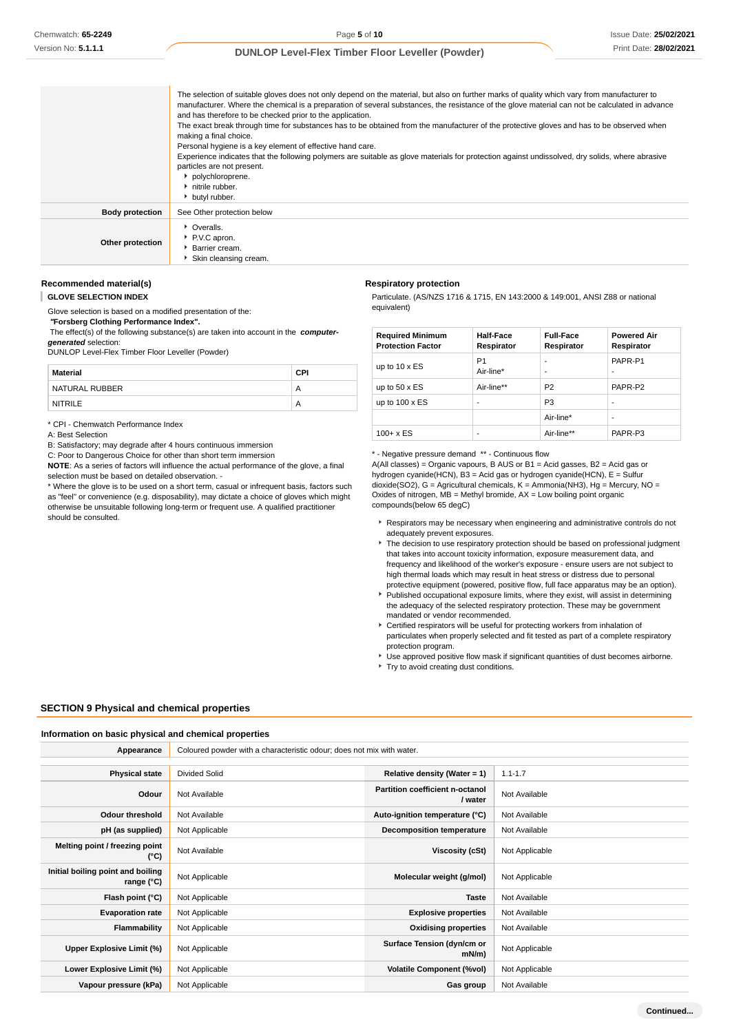| | |
|---|---|
| | The selection of suitable gloves does not only depend on the material, but also on further marks of quality which vary from manufacturer to manufacturer. Where the chemical is a preparation of several substances, the resistance of the glove material can not be calculated in advance and has therefore to be checked prior to the application.<br>The exact break through time for substances has to be obtained from the manufacturer of the protective gloves and has to be observed when making a final choice.<br>Personal hygiene is a key element of effective hand care.<br>Experience indicates that the following polymers are suitable as glove materials for protection against undissolved, dry solids, where abrasive particles are not present.<br>▸ polychloroprene.<br>▸ nitrile rubber.<br>▸ butyl rubber. |
| **Body protection** | See Other protection below |
| **Other protection** | ▸ Overalls.<br>▸ P.V.C apron.<br>▸ Barrier cream.<br>▸ Skin cleansing cream. |

### Recommended material(s)

**GLOVE SELECTION INDEX**

Glove selection is based on a modified presentation of the:
***"*Forsberg Clothing Performance Index".**
The effect(s) of the following substance(s) are taken into account in the ***computer-generated*** selection:
DUNLOP Level-Flex Timber Floor Leveller (Powder)

| Material | CPI |
|---|---|
| NATURAL RUBBER | A |
| NITRILE | A |

* CPI - Chemwatch Performance Index
A: Best Selection
B: Satisfactory; may degrade after 4 hours continuous immersion
C: Poor to Dangerous Choice for other than short term immersion
**NOTE**: As a series of factors will influence the actual performance of the glove, a final selection must be based on detailed observation. -
* Where the glove is to be used on a short term, casual or infrequent basis, factors such as "feel" or convenience (e.g. disposability), may dictate a choice of gloves which might otherwise be unsuitable following long-term or frequent use. A qualified practitioner should be consulted.

### Respiratory protection

Particulate. (AS/NZS 1716 & 1715, EN 143:2000 & 149:001, ANSI Z88 or national equivalent)

| Required Minimum Protection Factor | Half-Face Respirator | Full-Face Respirator | Powered Air Respirator |
|---|---|---|---|
| up to 10 x ES | P1<br>Air-line* | -<br>- | PAPR-P1<br>- |
| up to 50 x ES | Air-line** | P2 | PAPR-P2 |
| up to 100 x ES | - | P3 | - |
| | | Air-line* | - |
| 100+ x ES | - | Air-line** | PAPR-P3 |

* - Negative pressure demand ** - Continuous flow
A(All classes) = Organic vapours, B AUS or B1 = Acid gasses, B2 = Acid gas or hydrogen cyanide(HCN), B3 = Acid gas or hydrogen cyanide(HCN), E = Sulfur dioxide(SO2), G = Agricultural chemicals, K = Ammonia(NH3), Hg = Mercury, NO = Oxides of nitrogen, MB = Methyl bromide, AX = Low boiling point organic compounds(below 65 degC)

- Respirators may be necessary when engineering and administrative controls do not adequately prevent exposures.
- The decision to use respiratory protection should be based on professional judgment that takes into account toxicity information, exposure measurement data, and frequency and likelihood of the worker's exposure - ensure users are not subject to high thermal loads which may result in heat stress or distress due to personal protective equipment (powered, positive flow, full face apparatus may be an option).
- Published occupational exposure limits, where they exist, will assist in determining the adequacy of the selected respiratory protection. These may be government mandated or vendor recommended.
- Certified respirators will be useful for protecting workers from inhalation of particulates when properly selected and fit tested as part of a complete respiratory protection program.
- Use approved positive flow mask if significant quantities of dust becomes airborne.
- Try to avoid creating dust conditions.

## SECTION 9 Physical and chemical properties

### Information on basic physical and chemical properties

| | | | |
|---|---|---|---|
| **Appearance** | Coloured powder with a characteristic odour; does not mix with water. | | |
| **Physical state** | Divided Solid | **Relative density (Water = 1)** | 1.1-1.7 |
| **Odour** | Not Available | **Partition coefficient n-octanol / water** | Not Available |
| **Odour threshold** | Not Available | **Auto-ignition temperature (°C)** | Not Available |
| **pH (as supplied)** | Not Applicable | **Decomposition temperature** | Not Available |
| **Melting point / freezing point (°C)** | Not Available | **Viscosity (cSt)** | Not Applicable |
| **Initial boiling point and boiling range (°C)** | Not Applicable | **Molecular weight (g/mol)** | Not Applicable |
| **Flash point (°C)** | Not Applicable | **Taste** | Not Available |
| **Evaporation rate** | Not Applicable | **Explosive properties** | Not Available |
| **Flammability** | Not Applicable | **Oxidising properties** | Not Available |
| **Upper Explosive Limit (%)** | Not Applicable | **Surface Tension (dyn/cm or mN/m)** | Not Applicable |
| **Lower Explosive Limit (%)** | Not Applicable | **Volatile Component (%vol)** | Not Applicable |
| **Vapour pressure (kPa)** | Not Applicable | **Gas group** | Not Available |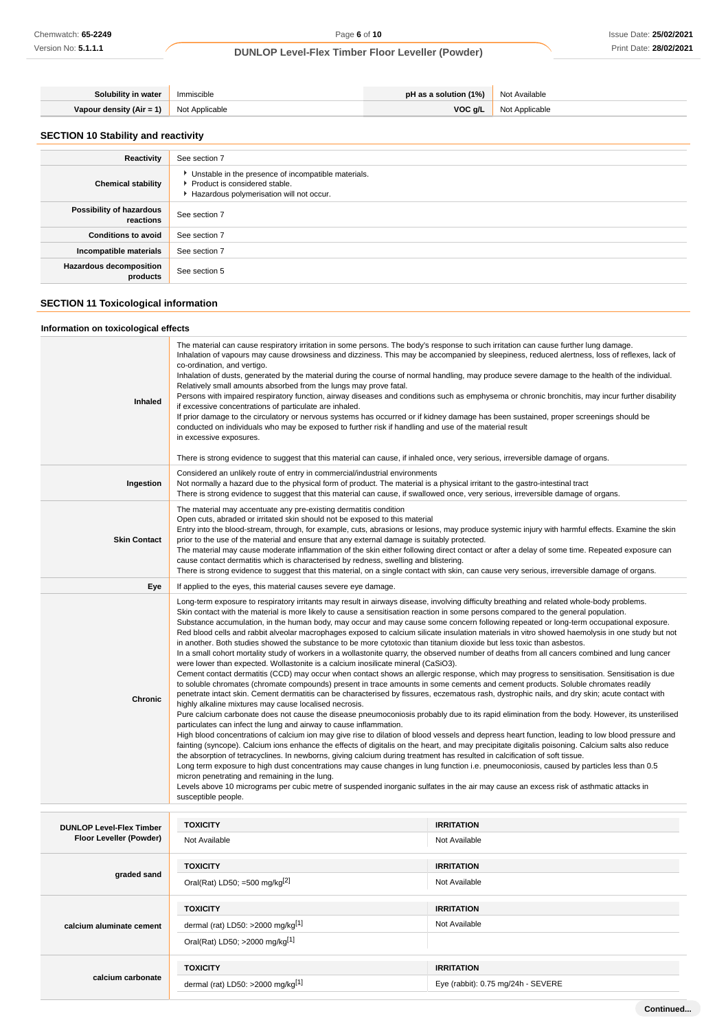| Solubility in water | Immiscible | pH as a solution (1%) | Not Available |
|---|---|---|---|
| Vapour density (Air = 1) | Not Applicable | VOC g/L | Not Applicable |

## SECTION 10 Stability and reactivity

| | |
|---|---|
| Reactivity | See section 7 |
| Chemical stability | ▸ Unstable in the presence of incompatible materials.<br>▸ Product is considered stable.<br>▸ Hazardous polymerisation will not occur. |
| Possibility of hazardous reactions | See section 7 |
| Conditions to avoid | See section 7 |
| Incompatible materials | See section 7 |
| Hazardous decomposition products | See section 5 |

## SECTION 11 Toxicological information

### Information on toxicological effects

| | |
|---|---|
| Inhaled | The material can cause respiratory irritation in some persons. The body's response to such irritation can cause further lung damage.<br>Inhalation of vapours may cause drowsiness and dizziness. This may be accompanied by sleepiness, reduced alertness, loss of reflexes, lack of co-ordination, and vertigo.<br>Inhalation of dusts, generated by the material during the course of normal handling, may produce severe damage to the health of the individual. Relatively small amounts absorbed from the lungs may prove fatal.<br>Persons with impaired respiratory function, airway diseases and conditions such as emphysema or chronic bronchitis, may incur further disability if excessive concentrations of particulate are inhaled.<br>If prior damage to the circulatory or nervous systems has occurred or if kidney damage has been sustained, proper screenings should be conducted on individuals who may be exposed to further risk if handling and use of the material result in excessive exposures.<br><br>There is strong evidence to suggest that this material can cause, if inhaled once, very serious, irreversible damage of organs. |
| Ingestion | Considered an unlikely route of entry in commercial/industrial environments<br>Not normally a hazard due to the physical form of product. The material is a physical irritant to the gastro-intestinal tract<br>There is strong evidence to suggest that this material can cause, if swallowed once, very serious, irreversible damage of organs. |
| Skin Contact | The material may accentuate any pre-existing dermatitis condition<br>Open cuts, abraded or irritated skin should not be exposed to this material<br>Entry into the blood-stream, through, for example, cuts, abrasions or lesions, may produce systemic injury with harmful effects. Examine the skin prior to the use of the material and ensure that any external damage is suitably protected.<br>The material may cause moderate inflammation of the skin either following direct contact or after a delay of some time. Repeated exposure can cause contact dermatitis which is characterised by redness, swelling and blistering.<br>There is strong evidence to suggest that this material, on a single contact with skin, can cause very serious, irreversible damage of organs. |
| Eye | If applied to the eyes, this material causes severe eye damage. |
| Chronic | Long-term exposure to respiratory irritants may result in airways disease, involving difficulty breathing and related whole-body problems.<br>Skin contact with the material is more likely to cause a sensitisation reaction in some persons compared to the general population.<br>Substance accumulation, in the human body, may occur and may cause some concern following repeated or long-term occupational exposure.<br>Red blood cells and rabbit alveolar macrophages exposed to calcium silicate insulation materials in vitro showed haemolysis in one study but not in another. Both studies showed the substance to be more cytotoxic than titanium dioxide but less toxic than asbestos.<br>In a small cohort mortality study of workers in a wollastonite quarry, the observed number of deaths from all cancers combined and lung cancer were lower than expected. Wollastonite is a calcium inosilicate mineral ($CaSiO_3$).<br>Cement contact dermatitis (CCD) may occur when contact shows an allergic response, which may progress to sensitisation. Sensitisation is due to soluble chromates (chromate compounds) present in trace amounts in some cements and cement products. Soluble chromates readily penetrate intact skin. Cement dermatitis can be characterised by fissures, eczematous rash, dystrophic nails, and dry skin; acute contact with highly alkaline mixtures may cause localised necrosis.<br>Pure calcium carbonate does not cause the disease pneumoconiosis probably due to its rapid elimination from the body. However, its unsterilised particulates can infect the lung and airway to cause inflammation.<br>High blood concentrations of calcium ion may give rise to dilation of blood vessels and depress heart function, leading to low blood pressure and fainting (syncope). Calcium ions enhance the effects of digitalis on the heart, and may precipitate digitalis poisoning. Calcium salts also reduce the absorption of tetracyclines. In newborns, giving calcium during treatment has resulted in calcification of soft tissue.<br>Long term exposure to high dust concentrations may cause changes in lung function i.e. pneumoconiosis, caused by particles less than 0.5 micron penetrating and remaining in the lung.<br>Levels above 10 micrograms per cubic metre of suspended inorganic sulfates in the air may cause an excess risk of asthmatic attacks in susceptible people. |

| | TOXICITY | IRRITATION |
|---|---|---|
| DUNLOP Level-Flex Timber Floor Leveller (Powder) | Not Available | Not Available |
| graded sand | Oral(Rat) LD50; =500 mg/kg[2] | Not Available |
| calcium aluminate cement | dermal (rat) LD50: >2000 mg/kg[1] | Not Available |
| | Oral(Rat) LD50; >2000 mg/kg[1] | |
| calcium carbonate | dermal (rat) LD50: >2000 mg/kg[1] | Eye (rabbit): 0.75 mg/24h - SEVERE |

Continued...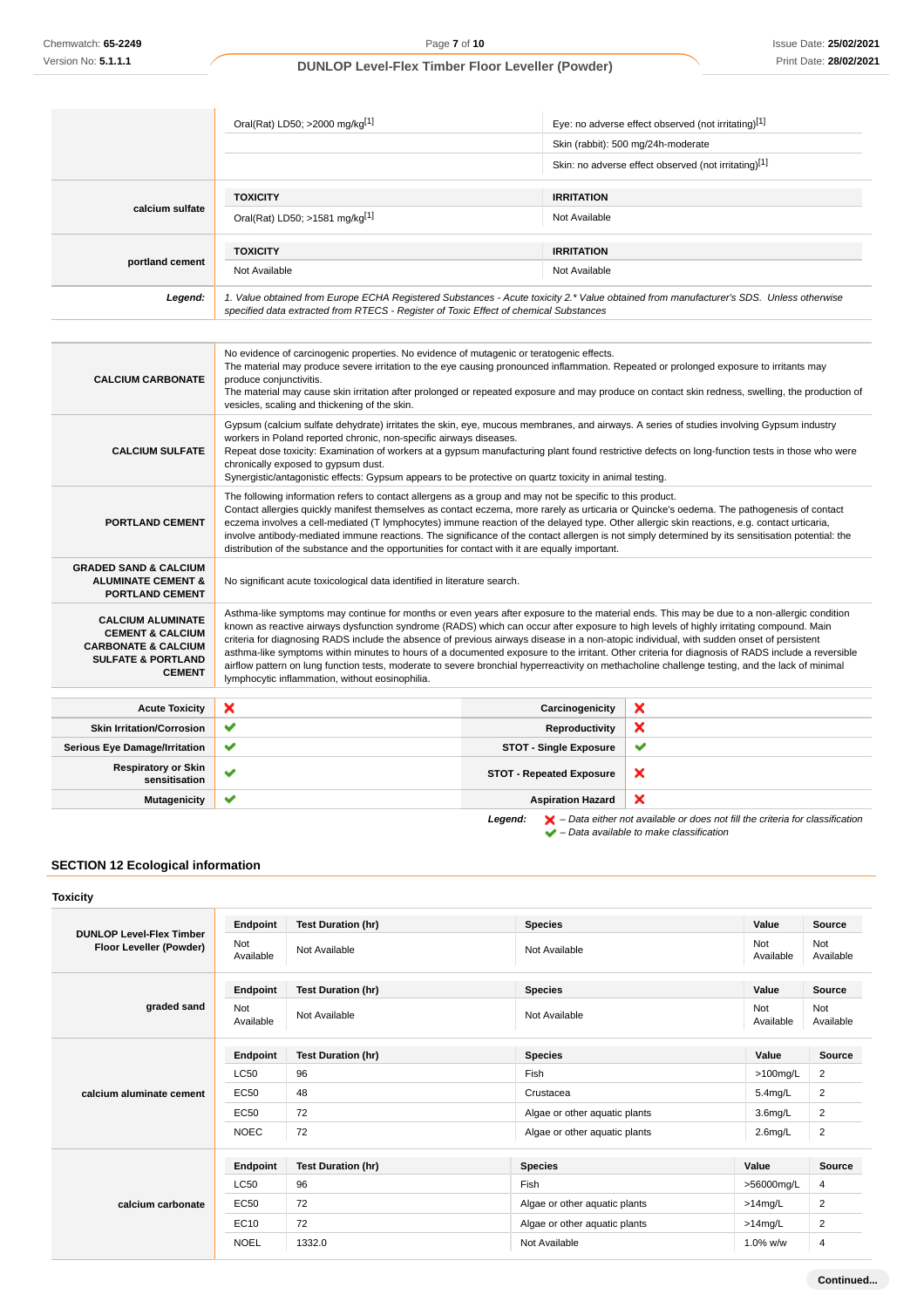| | | |
|---|---|---|
| | Oral(Rat) LD50; >2000 mg/kg[1] | Eye: no adverse effect observed (not irritating)[1] |
| | | Skin (rabbit): 500 mg/24h-moderate |
| | | Skin: no adverse effect observed (not irritating)[1] |
| **calcium sulfate** | **TOXICITY** | **IRRITATION** |
| | Oral(Rat) LD50; >1581 mg/kg[1] | Not Available |
| **portland cement** | **TOXICITY** | **IRRITATION** |
| | Not Available | Not Available |
| ***Legend:*** | *1. Value obtained from Europe ECHA Registered Substances - Acute toxicity 2.* Value obtained from manufacturer's SDS. Unless otherwise specified data extracted from RTECS - Register of Toxic Effect of chemical Substances* | |

| | |
|---|---|
| **CALCIUM CARBONATE** | No evidence of carcinogenic properties. No evidence of mutagenic or teratogenic effects.<br>The material may produce severe irritation to the eye causing pronounced inflammation. Repeated or prolonged exposure to irritants may produce conjunctivitis.<br>The material may cause skin irritation after prolonged or repeated exposure and may produce on contact skin redness, swelling, the production of vesicles, scaling and thickening of the skin. |
| **CALCIUM SULFATE** | Gypsum (calcium sulfate dehydrate) irritates the skin, eye, mucous membranes, and airways. A series of studies involving Gypsum industry workers in Poland reported chronic, non-specific airways diseases.<br>Repeat dose toxicity: Examination of workers at a gypsum manufacturing plant found restrictive defects on long-function tests in those who were chronically exposed to gypsum dust.<br>Synergistic/antagonistic effects: Gypsum appears to be protective on quartz toxicity in animal testing. |
| **PORTLAND CEMENT** | The following information refers to contact allergens as a group and may not be specific to this product.<br>Contact allergies quickly manifest themselves as contact eczema, more rarely as urticaria or Quincke's oedema. The pathogenesis of contact eczema involves a cell-mediated (T lymphocytes) immune reaction of the delayed type. Other allergic skin reactions, e.g. contact urticaria, involve antibody-mediated immune reactions. The significance of the contact allergen is not simply determined by its sensitisation potential: the distribution of the substance and the opportunities for contact with it are equally important. |
| **GRADED SAND & CALCIUM ALUMINATE CEMENT & PORTLAND CEMENT** | No significant acute toxicological data identified in literature search. |
| **CALCIUM ALUMINATE CEMENT & CALCIUM CARBONATE & CALCIUM SULFATE & PORTLAND CEMENT** | Asthma-like symptoms may continue for months or even years after exposure to the material ends. This may be due to a non-allergic condition known as reactive airways dysfunction syndrome (RADS) which can occur after exposure to high levels of highly irritating compound. Main criteria for diagnosing RADS include the absence of previous airways disease in a non-atopic individual, with sudden onset of persistent asthma-like symptoms within minutes to hours of a documented exposure to the irritant. Other criteria for diagnosis of RADS include a reversible airflow pattern on lung function tests, moderate to severe bronchial hyperreactivity on methacholine challenge testing, and the lack of minimal lymphocytic inflammation, without eosinophilia. |

| | | | |
|---|---|---|---|
| **Acute Toxicity** | ✘ | **Carcinogenicity** | ✘ |
| **Skin Irritation/Corrosion** | ✔ | **Reproductivity** | ✘ |
| **Serious Eye Damage/Irritation** | ✔ | **STOT - Single Exposure** | ✔ |
| **Respiratory or Skin sensitisation** | ✔ | **STOT - Repeated Exposure** | ✘ |
| **Mutagenicity** | ✔ | **Aspiration Hazard** | ✘ |

***Legend:*** ✘ *– Data either not available or does not fill the criteria for classification*
✔ *– Data available to make classification*

## SECTION 12 Ecological information

### Toxicity

| | Endpoint | Test Duration (hr) | Species | Value | Source |
|---|---|---|---|---|---|
| **DUNLOP Level-Flex Timber Floor Leveller (Powder)** | Not Available | Not Available | Not Available | Not Available | Not Available |

| | Endpoint | Test Duration (hr) | Species | Value | Source |
|---|---|---|---|---|---|
| **graded sand** | Not Available | Not Available | Not Available | Not Available | Not Available |

| | Endpoint | Test Duration (hr) | Species | Value | Source |
|---|---|---|---|---|---|
| **calcium aluminate cement** | LC50 | 96 | Fish | >100mg/L | 2 |
| | EC50 | 48 | Crustacea | 5.4mg/L | 2 |
| | EC50 | 72 | Algae or other aquatic plants | 3.6mg/L | 2 |
| | NOEC | 72 | Algae or other aquatic plants | 2.6mg/L | 2 |

| | Endpoint | Test Duration (hr) | Species | Value | Source |
|---|---|---|---|---|---|
| **calcium carbonate** | LC50 | 96 | Fish | >56000mg/L | 4 |
| | EC50 | 72 | Algae or other aquatic plants | >14mg/L | 2 |
| | EC10 | 72 | Algae or other aquatic plants | >14mg/L | 2 |
| | NOEL | 1332.0 | Not Available | 1.0% w/w | 4 |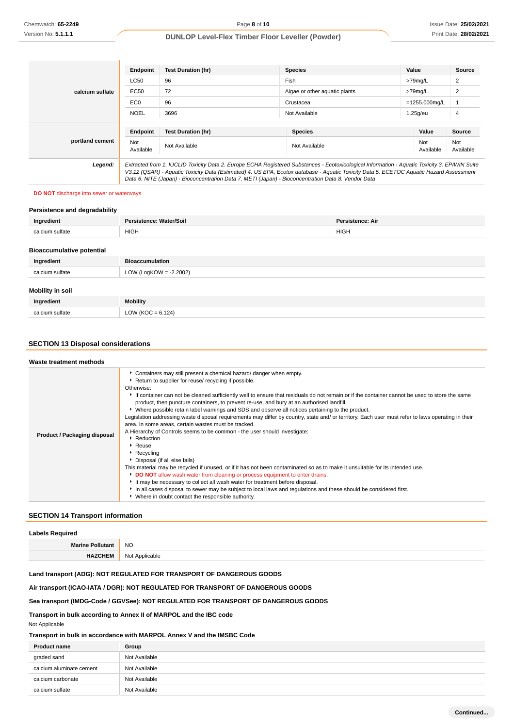| | Endpoint | Test Duration (hr) | Species | Value | Source |
|---|---|---|---|---|---|
| calcium sulfate | LC50 | 96 | Fish | >79mg/L | 2 |
| | EC50 | 72 | Algae or other aquatic plants | >79mg/L | 2 |
| | EC0 | 96 | Crustacea | =1255.000mg/L | 1 |
| | NOEL | 3696 | Not Available | 1.25g/eu | 4 |

| | Endpoint | Test Duration (hr) | Species | Value | Source |
|---|---|---|---|---|---|
| portland cement | Not Available | Not Available | Not Available | Not Available | Not Available |

***Legend:*** *Extracted from 1. IUCLID Toxicity Data 2. Europe ECHA Registered Substances - Ecotoxicological Information - Aquatic Toxicity 3. EPIWIN Suite V3.12 (QSAR) - Aquatic Toxicity Data (Estimated) 4. US EPA, Ecotox database - Aquatic Toxicity Data 5. ECETOC Aquatic Hazard Assessment Data 6. NITE (Japan) - Bioconcentration Data 7. METI (Japan) - Bioconcentration Data 8. Vendor Data*

**DO NOT** discharge into sewer or waterways.

### Persistence and degradability

| Ingredient | Persistence: Water/Soil | Persistence: Air |
|---|---|---|
| calcium sulfate | HIGH | HIGH |

### Bioaccumulative potential

| Ingredient | Bioaccumulation |
|---|---|
| calcium sulfate | LOW (LogKOW = -2.2002) |

### Mobility in soil

| Ingredient | Mobility |
|---|---|
| calcium sulfate | LOW (KOC = 6.124) |

## SECTION 13 Disposal considerations

### Waste treatment methods

**Product / Packaging disposal**

- Containers may still present a chemical hazard/ danger when empty.
- Return to supplier for reuse/ recycling if possible.

Otherwise:

- If container can not be cleaned sufficiently well to ensure that residuals do not remain or if the container cannot be used to store the same product, then puncture containers, to prevent re-use, and bury at an authorised landfill.
- Where possible retain label warnings and SDS and observe all notices pertaining to the product.

Legislation addressing waste disposal requirements may differ by country, state and/ or territory. Each user must refer to laws operating in their area. In some areas, certain wastes must be tracked.

A Hierarchy of Controls seems to be common - the user should investigate:

- Reduction
- Reuse
- Recycling
- Disposal (if all else fails)

This material may be recycled if unused, or if it has not been contaminated so as to make it unsuitable for its intended use.

- **DO NOT** allow wash water from cleaning or process equipment to enter drains.
- It may be necessary to collect all wash water for treatment before disposal.
- In all cases disposal to sewer may be subject to local laws and regulations and these should be considered first.
- Where in doubt contact the responsible authority.

## SECTION 14 Transport information

### Labels Required

| | |
|---|---|
| **Marine Pollutant** | NO |
| **HAZCHEM** | Not Applicable |

**Land transport (ADG): NOT REGULATED FOR TRANSPORT OF DANGEROUS GOODS**

**Air transport (ICAO-IATA / DGR): NOT REGULATED FOR TRANSPORT OF DANGEROUS GOODS**

**Sea transport (IMDG-Code / GGVSee): NOT REGULATED FOR TRANSPORT OF DANGEROUS GOODS**

**Transport in bulk according to Annex II of MARPOL and the IBC code**

Not Applicable

**Transport in bulk in accordance with MARPOL Annex V and the IMSBC Code**

| Product name | Group |
|---|---|
| graded sand | Not Available |
| calcium aluminate cement | Not Available |
| calcium carbonate | Not Available |
| calcium sulfate | Not Available |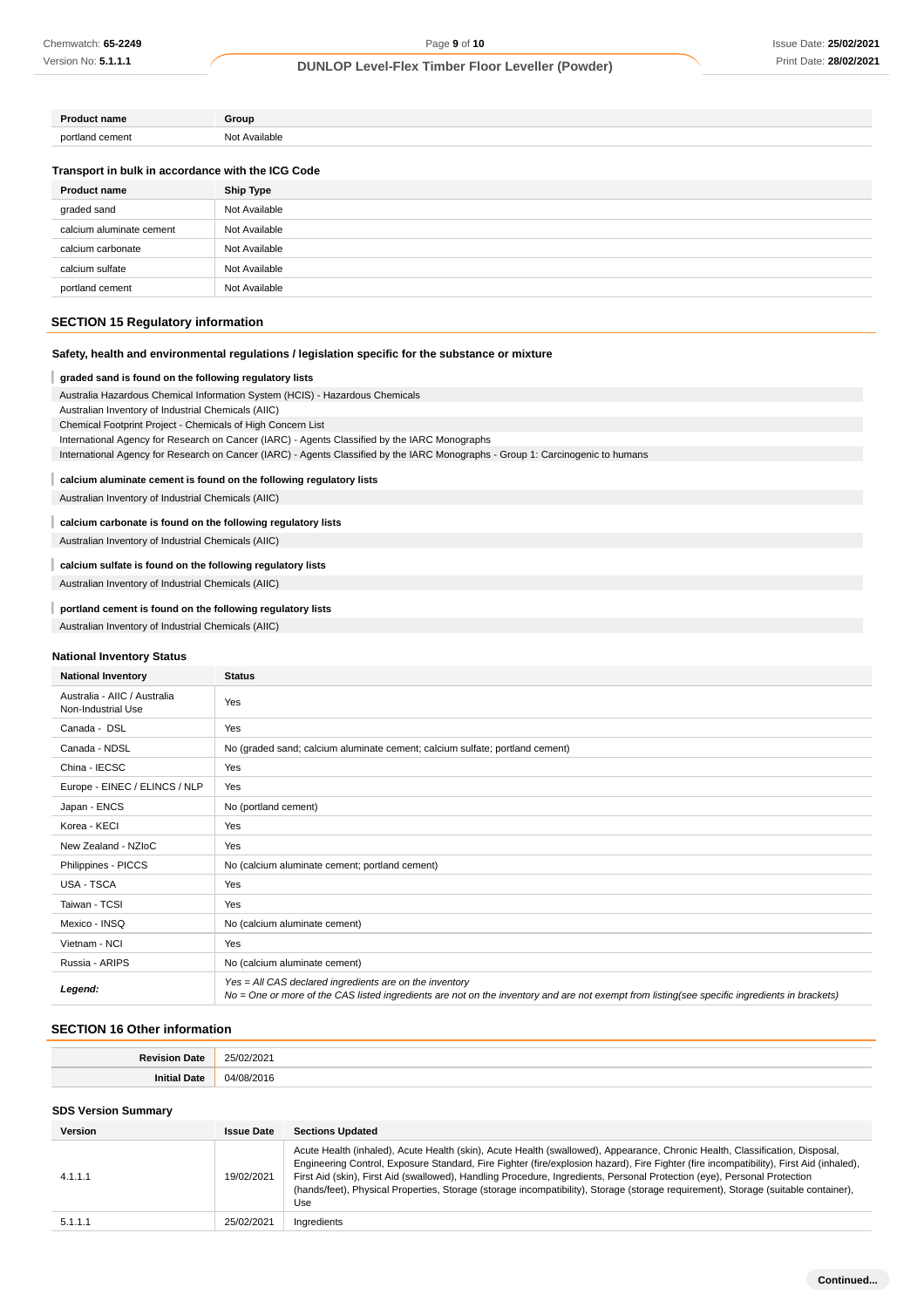| Product name | Group |
| --- | --- |
| portland cement | Not Available |

### Transport in bulk in accordance with the ICG Code

| Product name | Ship Type |
| --- | --- |
| graded sand | Not Available |
| calcium aluminate cement | Not Available |
| calcium carbonate | Not Available |
| calcium sulfate | Not Available |
| portland cement | Not Available |

## SECTION 15 Regulatory information

### Safety, health and environmental regulations / legislation specific for the substance or mixture

**graded sand is found on the following regulatory lists**

Australia Hazardous Chemical Information System (HCIS) - Hazardous Chemicals
Australian Inventory of Industrial Chemicals (AIIC)
Chemical Footprint Project - Chemicals of High Concern List
International Agency for Research on Cancer (IARC) - Agents Classified by the IARC Monographs
International Agency for Research on Cancer (IARC) - Agents Classified by the IARC Monographs - Group 1: Carcinogenic to humans

**calcium aluminate cement is found on the following regulatory lists**

Australian Inventory of Industrial Chemicals (AIIC)

**calcium carbonate is found on the following regulatory lists**

Australian Inventory of Industrial Chemicals (AIIC)

**calcium sulfate is found on the following regulatory lists**

Australian Inventory of Industrial Chemicals (AIIC)

**portland cement is found on the following regulatory lists**

Australian Inventory of Industrial Chemicals (AIIC)

### National Inventory Status

| National Inventory | Status |
| --- | --- |
| Australia - AIIC / Australia Non-Industrial Use | Yes |
| Canada - DSL | Yes |
| Canada - NDSL | No (graded sand; calcium aluminate cement; calcium sulfate; portland cement) |
| China - IECSC | Yes |
| Europe - EINEC / ELINCS / NLP | Yes |
| Japan - ENCS | No (portland cement) |
| Korea - KECI | Yes |
| New Zealand - NZIoC | Yes |
| Philippines - PICCS | No (calcium aluminate cement; portland cement) |
| USA - TSCA | Yes |
| Taiwan - TCSI | Yes |
| Mexico - INSQ | No (calcium aluminate cement) |
| Vietnam - NCI | Yes |
| Russia - ARIPS | No (calcium aluminate cement) |
| ***Legend:*** | *Yes = All CAS declared ingredients are on the inventory*<br>*No = One or more of the CAS listed ingredients are not on the inventory and are not exempt from listing(see specific ingredients in brackets)* |

## SECTION 16 Other information

| | |
| --- | --- |
| **Revision Date** | 25/02/2021 |
| **Initial Date** | 04/08/2016 |

### SDS Version Summary

| Version | Issue Date | Sections Updated |
| --- | --- | --- |
| 4.1.1.1 | 19/02/2021 | Acute Health (inhaled), Acute Health (skin), Acute Health (swallowed), Appearance, Chronic Health, Classification, Disposal, Engineering Control, Exposure Standard, Fire Fighter (fire/explosion hazard), Fire Fighter (fire incompatibility), First Aid (inhaled), First Aid (skin), First Aid (swallowed), Handling Procedure, Ingredients, Personal Protection (eye), Personal Protection (hands/feet), Physical Properties, Storage (storage incompatibility), Storage (storage requirement), Storage (suitable container), Use |
| 5.1.1.1 | 25/02/2021 | Ingredients |

**Continued...**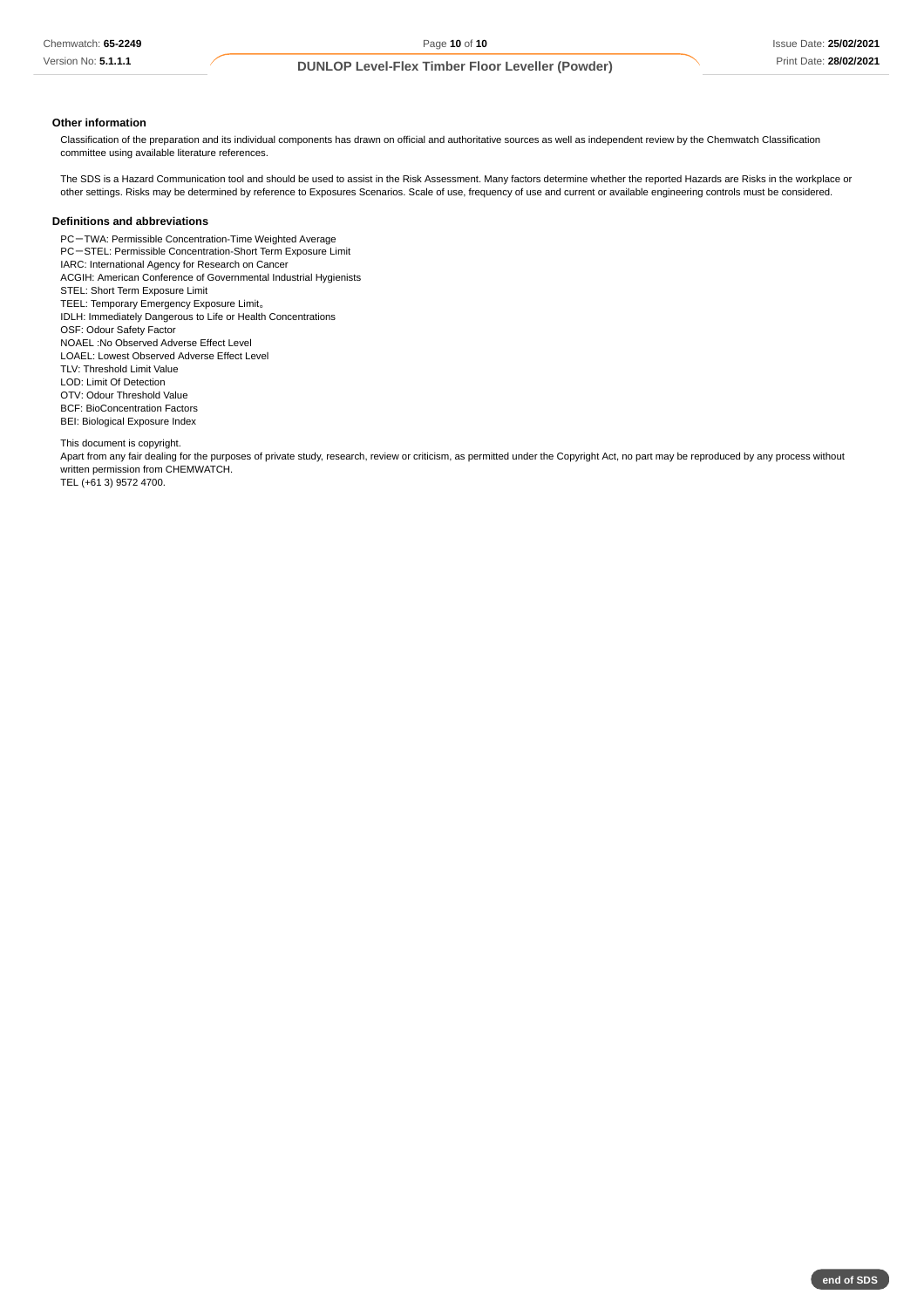### Other information

Classification of the preparation and its individual components has drawn on official and authoritative sources as well as independent review by the Chemwatch Classification committee using available literature references.

The SDS is a Hazard Communication tool and should be used to assist in the Risk Assessment. Many factors determine whether the reported Hazards are Risks in the workplace or other settings. Risks may be determined by reference to Exposures Scenarios. Scale of use, frequency of use and current or available engineering controls must be considered.

### Definitions and abbreviations

PC－TWA: Permissible Concentration-Time Weighted Average
PC－STEL: Permissible Concentration-Short Term Exposure Limit
IARC: International Agency for Research on Cancer
ACGIH: American Conference of Governmental Industrial Hygienists
STEL: Short Term Exposure Limit
TEEL: Temporary Emergency Exposure Limit。
IDLH: Immediately Dangerous to Life or Health Concentrations
OSF: Odour Safety Factor
NOAEL :No Observed Adverse Effect Level
LOAEL: Lowest Observed Adverse Effect Level
TLV: Threshold Limit Value
LOD: Limit Of Detection
OTV: Odour Threshold Value
BCF: BioConcentration Factors
BEI: Biological Exposure Index

This document is copyright.
Apart from any fair dealing for the purposes of private study, research, review or criticism, as permitted under the Copyright Act, no part may be reproduced by any process without written permission from CHEMWATCH.
TEL (+61 3) 9572 4700.

**end of SDS**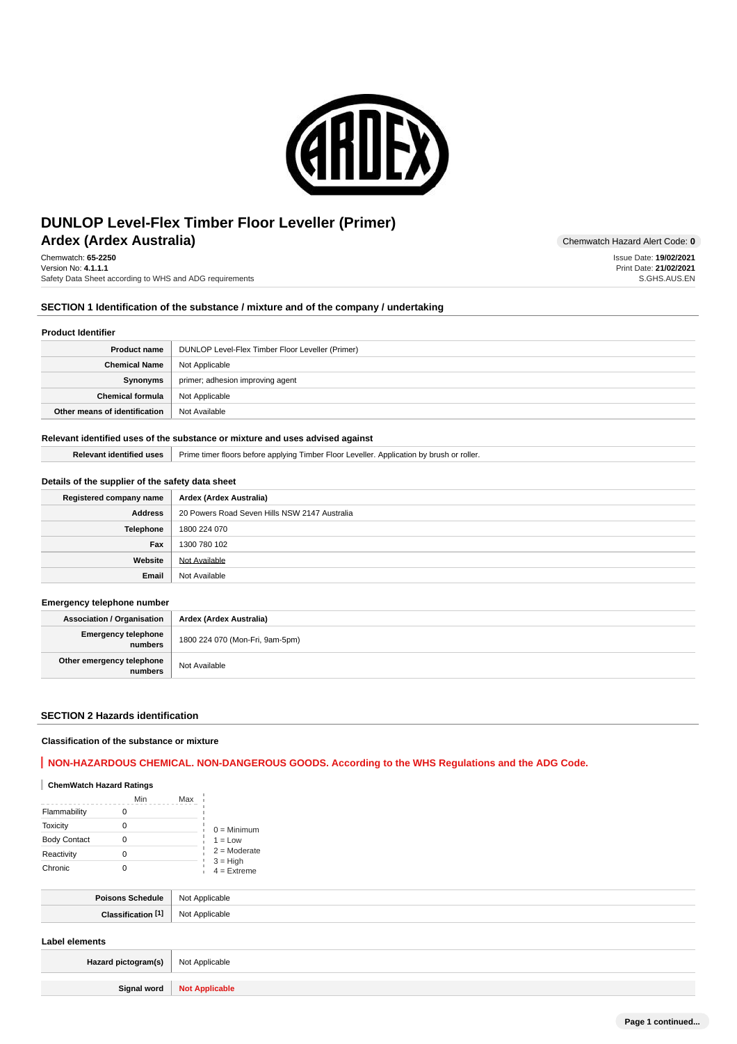# DUNLOP Level-Flex Timber Floor Leveller (Primer)

## Ardex (Ardex Australia)

Chemwatch Hazard Alert Code: **0**

Chemwatch: **65-2250**
Version No: **4.1.1.1**
Safety Data Sheet according to WHS and ADG requirements

Issue Date: **19/02/2021**
Print Date: **21/02/2021**
S.GHS.AUS.EN

## SECTION 1 Identification of the substance / mixture and of the company / undertaking

### Product Identifier

| | |
|---|---|
| **Product name** | DUNLOP Level-Flex Timber Floor Leveller (Primer) |
| **Chemical Name** | Not Applicable |
| **Synonyms** | primer; adhesion improving agent |
| **Chemical formula** | Not Applicable |
| **Other means of identification** | Not Available |

### Relevant identified uses of the substance or mixture and uses advised against

| | |
|---|---|
| **Relevant identified uses** | Prime timer floors before applying Timber Floor Leveller. Application by brush or roller. |

### Details of the supplier of the safety data sheet

| | |
|---|---|
| **Registered company name** | **Ardex (Ardex Australia)** |
| **Address** | 20 Powers Road Seven Hills NSW 2147 Australia |
| **Telephone** | 1800 224 070 |
| **Fax** | 1300 780 102 |
| **Website** | Not Available |
| **Email** | Not Available |

### Emergency telephone number

| | |
|---|---|
| **Association / Organisation** | **Ardex (Ardex Australia)** |
| **Emergency telephone numbers** | 1800 224 070 (Mon-Fri, 9am-5pm) |
| **Other emergency telephone numbers** | Not Available |

## SECTION 2 Hazards identification

### Classification of the substance or mixture

**NON-HAZARDOUS CHEMICAL. NON-DANGEROUS GOODS. According to the WHS Regulations and the ADG Code.**

**ChemWatch Hazard Ratings**

| | Min | Max |
|---|---|---|
| Flammability | 0 | |
| Toxicity | 0 | |
| Body Contact | 0 | |
| Reactivity | 0 | |
| Chronic | 0 | |

0 = Minimum
1 = Low
2 = Moderate
3 = High
4 = Extreme

| | |
|---|---|
| **Poisons Schedule** | Not Applicable |
| **Classification [1]** | Not Applicable |

### Label elements

| | |
|---|---|
| **Hazard pictogram(s)** | Not Applicable |
| **Signal word** | **Not Applicable** |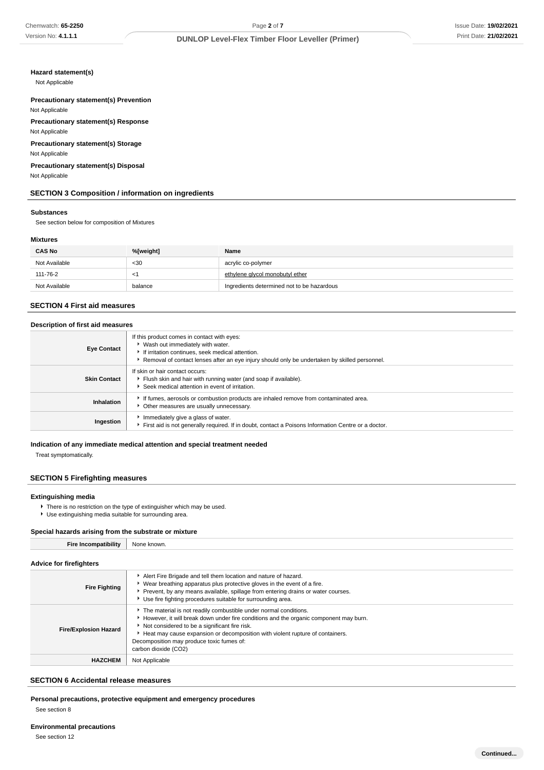#### Hazard statement(s)

Not Applicable

#### Precautionary statement(s) Prevention

Not Applicable

#### Precautionary statement(s) Response

Not Applicable

#### Precautionary statement(s) Storage

Not Applicable

#### Precautionary statement(s) Disposal

Not Applicable

## SECTION 3 Composition / information on ingredients

#### Substances

See section below for composition of Mixtures

#### Mixtures

| CAS No | %[weight] | Name |
|---|---|---|
| Not Available | <30 | acrylic co-polymer |
| 111-76-2 | <1 | ethylene glycol monobutyl ether |
| Not Available | balance | Ingredients determined not to be hazardous |

## SECTION 4 First aid measures

#### Description of first aid measures

| | |
|---|---|
| **Eye Contact** | If this product comes in contact with eyes:<br>▸ Wash out immediately with water.<br>▸ If irritation continues, seek medical attention.<br>▸ Removal of contact lenses after an eye injury should only be undertaken by skilled personnel. |
| **Skin Contact** | If skin or hair contact occurs:<br>▸ Flush skin and hair with running water (and soap if available).<br>▸ Seek medical attention in event of irritation. |
| **Inhalation** | ▸ If fumes, aerosols or combustion products are inhaled remove from contaminated area.<br>▸ Other measures are usually unnecessary. |
| **Ingestion** | ▸ Immediately give a glass of water.<br>▸ First aid is not generally required. If in doubt, contact a Poisons Information Centre or a doctor. |

#### Indication of any immediate medical attention and special treatment needed

Treat symptomatically.

## SECTION 5 Firefighting measures

#### Extinguishing media

- There is no restriction on the type of extinguisher which may be used.
- Use extinguishing media suitable for surrounding area.

#### Special hazards arising from the substrate or mixture

| | |
|---|---|
| **Fire Incompatibility** | None known. |

#### Advice for firefighters

| | |
|---|---|
| **Fire Fighting** | ▸ Alert Fire Brigade and tell them location and nature of hazard.<br>▸ Wear breathing apparatus plus protective gloves in the event of a fire.<br>▸ Prevent, by any means available, spillage from entering drains or water courses.<br>▸ Use fire fighting procedures suitable for surrounding area. |
| **Fire/Explosion Hazard** | ▸ The material is not readily combustible under normal conditions.<br>▸ However, it will break down under fire conditions and the organic component may burn.<br>▸ Not considered to be a significant fire risk.<br>▸ Heat may cause expansion or decomposition with violent rupture of containers.<br>Decomposition may produce toxic fumes of:<br>carbon dioxide ($CO_2$) |
| **HAZCHEM** | Not Applicable |

## SECTION 6 Accidental release measures

#### Personal precautions, protective equipment and emergency procedures

See section 8

#### Environmental precautions

See section 12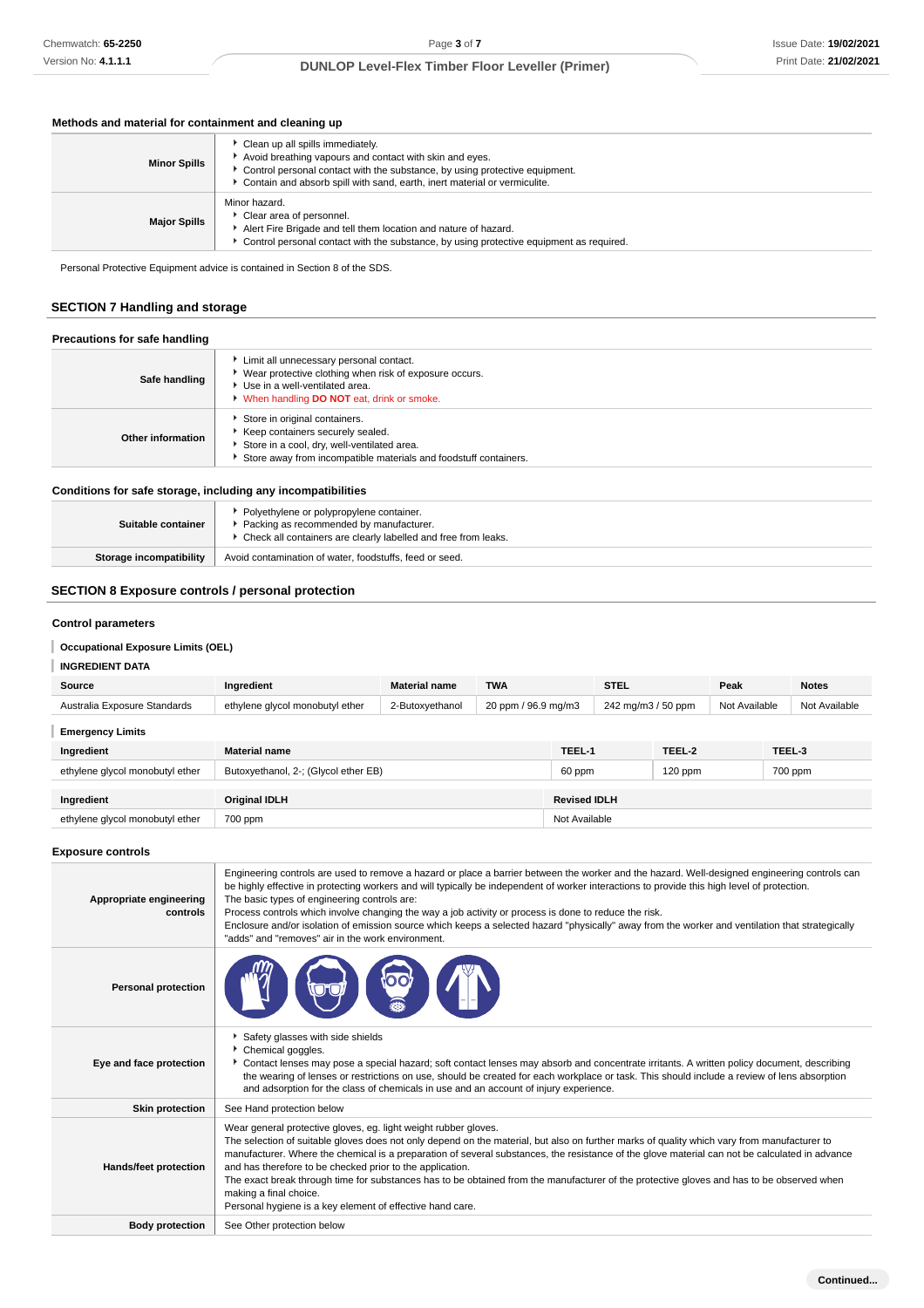### Methods and material for containment and cleaning up

| | |
|---|---|
| **Minor Spills** | Clean up all spills immediately.<br>Avoid breathing vapours and contact with skin and eyes.<br>Control personal contact with the substance, by using protective equipment.<br>Contain and absorb spill with sand, earth, inert material or vermiculite. |
| **Major Spills** | Minor hazard.<br>Clear area of personnel.<br>Alert Fire Brigade and tell them location and nature of hazard.<br>Control personal contact with the substance, by using protective equipment as required. |

Personal Protective Equipment advice is contained in Section 8 of the SDS.

## SECTION 7 Handling and storage

### Precautions for safe handling

| | |
|---|---|
| **Safe handling** | Limit all unnecessary personal contact.<br>Wear protective clothing when risk of exposure occurs.<br>Use in a well-ventilated area.<br>When handling **DO NOT** eat, drink or smoke. |
| **Other information** | Store in original containers.<br>Keep containers securely sealed.<br>Store in a cool, dry, well-ventilated area.<br>Store away from incompatible materials and foodstuff containers. |

### Conditions for safe storage, including any incompatibilities

| | |
|---|---|
| **Suitable container** | Polyethylene or polypropylene container.<br>Packing as recommended by manufacturer.<br>Check all containers are clearly labelled and free from leaks. |
| **Storage incompatibility** | Avoid contamination of water, foodstuffs, feed or seed. |

## SECTION 8 Exposure controls / personal protection

### Control parameters

**Occupational Exposure Limits (OEL)**

**INGREDIENT DATA**

| Source | Ingredient | Material name | TWA | STEL | Peak | Notes |
|---|---|---|---|---|---|---|
| Australia Exposure Standards | ethylene glycol monobutyl ether | 2-Butoxyethanol | 20 ppm / 96.9 mg/m3 | 242 mg/m3 / 50 ppm | Not Available | Not Available |

**Emergency Limits**

| Ingredient | Material name | TEEL-1 | TEEL-2 | TEEL-3 |
|---|---|---|---|---|
| ethylene glycol monobutyl ether | Butoxyethanol, 2-; (Glycol ether EB) | 60 ppm | 120 ppm | 700 ppm |

| Ingredient | Original IDLH | Revised IDLH |
|---|---|---|
| ethylene glycol monobutyl ether | 700 ppm | Not Available |

### Exposure controls

| | |
|---|---|
| **Appropriate engineering controls** | Engineering controls are used to remove a hazard or place a barrier between the worker and the hazard. Well-designed engineering controls can be highly effective in protecting workers and will typically be independent of worker interactions to provide this high level of protection.<br>The basic types of engineering controls are:<br>Process controls which involve changing the way a job activity or process is done to reduce the risk.<br>Enclosure and/or isolation of emission source which keeps a selected hazard "physically" away from the worker and ventilation that strategically "adds" and "removes" air in the work environment. |
| **Personal protection** | |
| **Eye and face protection** | Safety glasses with side shields<br>Chemical goggles.<br>Contact lenses may pose a special hazard; soft contact lenses may absorb and concentrate irritants. A written policy document, describing the wearing of lenses or restrictions on use, should be created for each workplace or task. This should include a review of lens absorption and adsorption for the class of chemicals in use and an account of injury experience. |
| **Skin protection** | See Hand protection below |
| **Hands/feet protection** | Wear general protective gloves, eg. light weight rubber gloves.<br>The selection of suitable gloves does not only depend on the material, but also on further marks of quality which vary from manufacturer to manufacturer. Where the chemical is a preparation of several substances, the resistance of the glove material can not be calculated in advance and has therefore to be checked prior to the application.<br>The exact break through time for substances has to be obtained from the manufacturer of the protective gloves and has to be observed when making a final choice.<br>Personal hygiene is a key element of effective hand care. |
| **Body protection** | See Other protection below |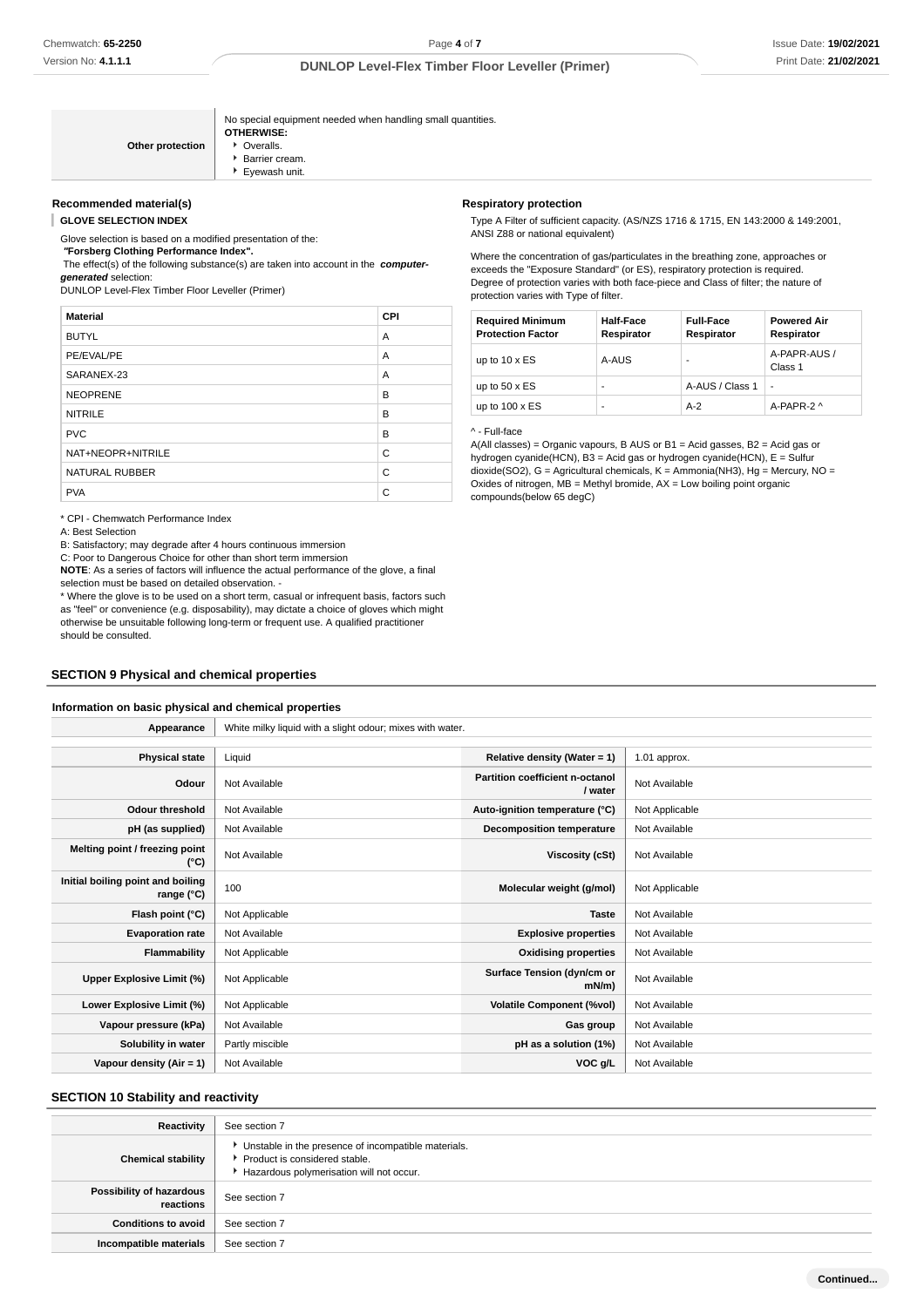| Other protection | No special equipment needed when handling small quantities.<br>**OTHERWISE:**<br>- Overalls.<br>- Barrier cream.<br>- Eyewash unit. |
|---|---|

### Recommended material(s)

**GLOVE SELECTION INDEX**

Glove selection is based on a modified presentation of the:

***"Forsberg Clothing Performance Index".***

The effect(s) of the following substance(s) are taken into account in the ***computer-generated*** selection:

DUNLOP Level-Flex Timber Floor Leveller (Primer)

| Material | CPI |
|---|---|
| BUTYL | A |
| PE/EVAL/PE | A |
| SARANEX-23 | A |
| NEOPRENE | B |
| NITRILE | B |
| PVC | B |
| NAT+NEOPR+NITRILE | C |
| NATURAL RUBBER | C |
| PVA | C |

* CPI - Chemwatch Performance Index

A: Best Selection

B: Satisfactory; may degrade after 4 hours continuous immersion

C: Poor to Dangerous Choice for other than short term immersion

**NOTE**: As a series of factors will influence the actual performance of the glove, a final selection must be based on detailed observation. -

* Where the glove is to be used on a short term, casual or infrequent basis, factors such as "feel" or convenience (e.g. disposability), may dictate a choice of gloves which might otherwise be unsuitable following long-term or frequent use. A qualified practitioner should be consulted.

### Respiratory protection

Type A Filter of sufficient capacity. (AS/NZS 1716 & 1715, EN 143:2000 & 149:2001, ANSI Z88 or national equivalent)

Where the concentration of gas/particulates in the breathing zone, approaches or exceeds the "Exposure Standard" (or ES), respiratory protection is required.

Degree of protection varies with both face-piece and Class of filter; the nature of protection varies with Type of filter.

| Required Minimum Protection Factor | Half-Face Respirator | Full-Face Respirator | Powered Air Respirator |
|---|---|---|---|
| up to 10 x ES | A-AUS | - | A-PAPR-AUS / Class 1 |
| up to 50 x ES | - | A-AUS / Class 1 | - |
| up to 100 x ES | - | A-2 | A-PAPR-2 ^ |

^ - Full-face

A(All classes) = Organic vapours, B AUS or B1 = Acid gasses, B2 = Acid gas or hydrogen cyanide(HCN), B3 = Acid gas or hydrogen cyanide(HCN), E = Sulfur dioxide($SO_2$), G = Agricultural chemicals, K = Ammonia($NH_3$), Hg = Mercury, NO = Oxides of nitrogen, MB = Methyl bromide, AX = Low boiling point organic compounds(below 65 degC)

## SECTION 9 Physical and chemical properties

### Information on basic physical and chemical properties

| Appearance | White milky liquid with a slight odour; mixes with water. | | |
|---|---|---|---|
| **Physical state** | Liquid | **Relative density (Water = 1)** | 1.01 approx. |
| **Odour** | Not Available | **Partition coefficient n-octanol / water** | Not Available |
| **Odour threshold** | Not Available | **Auto-ignition temperature (°C)** | Not Applicable |
| **pH (as supplied)** | Not Available | **Decomposition temperature** | Not Available |
| **Melting point / freezing point (°C)** | Not Available | **Viscosity (cSt)** | Not Available |
| **Initial boiling point and boiling range (°C)** | 100 | **Molecular weight (g/mol)** | Not Applicable |
| **Flash point (°C)** | Not Applicable | **Taste** | Not Available |
| **Evaporation rate** | Not Available | **Explosive properties** | Not Available |
| **Flammability** | Not Applicable | **Oxidising properties** | Not Available |
| **Upper Explosive Limit (%)** | Not Applicable | **Surface Tension (dyn/cm or mN/m)** | Not Available |
| **Lower Explosive Limit (%)** | Not Applicable | **Volatile Component (%vol)** | Not Available |
| **Vapour pressure (kPa)** | Not Available | **Gas group** | Not Available |
| **Solubility in water** | Partly miscible | **pH as a solution (1%)** | Not Available |
| **Vapour density (Air = 1)** | Not Available | **VOC g/L** | Not Available |

## SECTION 10 Stability and reactivity

| Reactivity | See section 7 |
|---|---|
| **Chemical stability** | - Unstable in the presence of incompatible materials.<br>- Product is considered stable.<br>- Hazardous polymerisation will not occur. |
| **Possibility of hazardous reactions** | See section 7 |
| **Conditions to avoid** | See section 7 |
| **Incompatible materials** | See section 7 |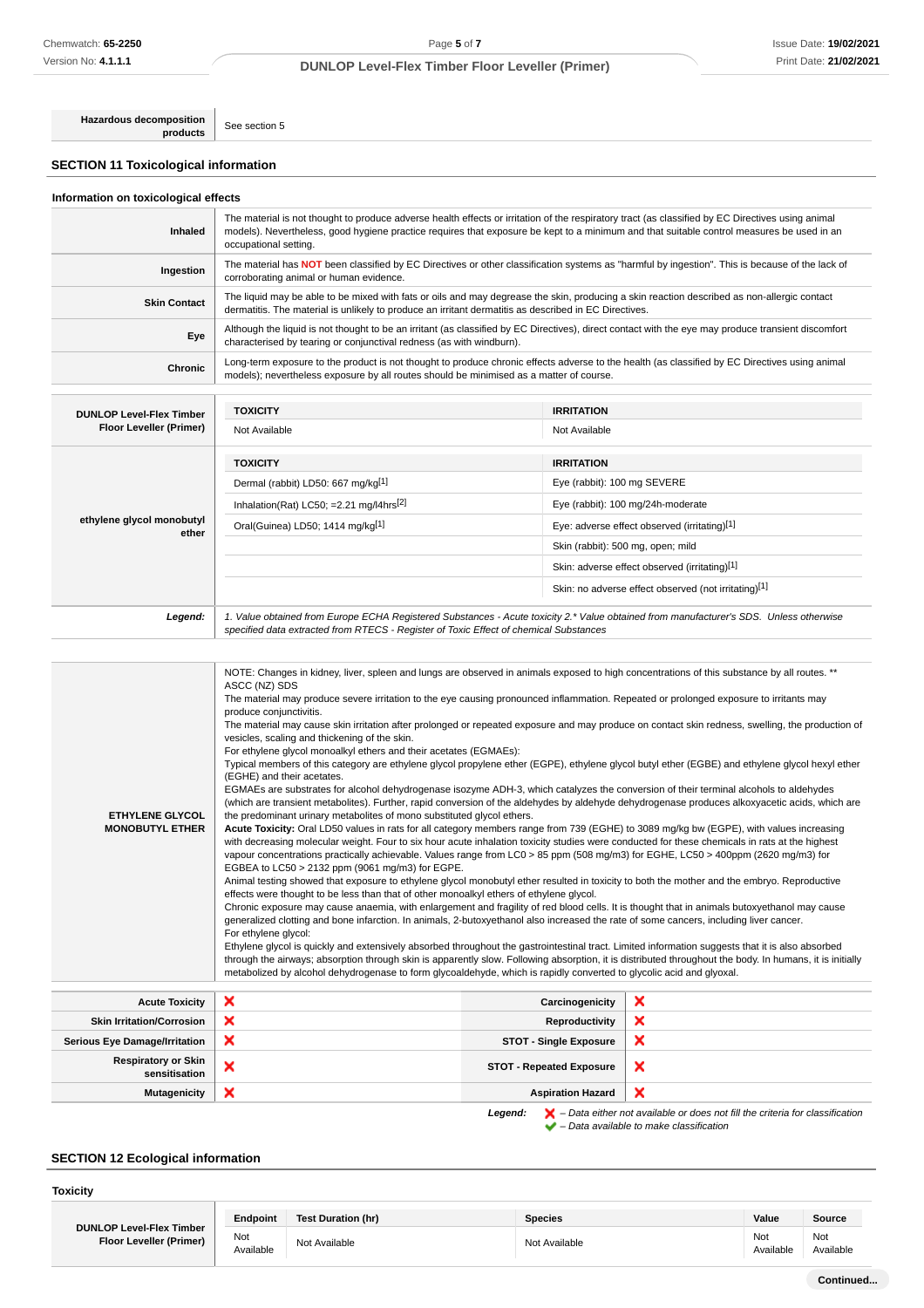| Hazardous decomposition products | See section 5 |
|---|---|

## SECTION 11 Toxicological information

### Information on toxicological effects

| | |
|---|---|
| **Inhaled** | The material is not thought to produce adverse health effects or irritation of the respiratory tract (as classified by EC Directives using animal models). Nevertheless, good hygiene practice requires that exposure be kept to a minimum and that suitable control measures be used in an occupational setting. |
| **Ingestion** | The material has **NOT** been classified by EC Directives or other classification systems as "harmful by ingestion". This is because of the lack of corroborating animal or human evidence. |
| **Skin Contact** | The liquid may be able to be mixed with fats or oils and may degrease the skin, producing a skin reaction described as non-allergic contact dermatitis. The material is unlikely to produce an irritant dermatitis as described in EC Directives. |
| **Eye** | Although the liquid is not thought to be an irritant (as classified by EC Directives), direct contact with the eye may produce transient discomfort characterised by tearing or conjunctival redness (as with windburn). |
| **Chronic** | Long-term exposure to the product is not thought to produce chronic effects adverse to the health (as classified by EC Directives using animal models); nevertheless exposure by all routes should be minimised as a matter of course. |

| | TOXICITY | IRRITATION |
|---|---|---|
| **DUNLOP Level-Flex Timber Floor Leveller (Primer)** | Not Available | Not Available |
| | **TOXICITY** | **IRRITATION** |
| **ethylene glycol monobutyl ether** | Dermal (rabbit) LD50: 667 mg/kg[1] | Eye (rabbit): 100 mg SEVERE |
| | Inhalation(Rat) LC50; =2.21 mg/l4hrs[2] | Eye (rabbit): 100 mg/24h-moderate |
| | Oral(Guinea) LD50; 1414 mg/kg[1] | Eye: adverse effect observed (irritating)[1] |
| | | Skin (rabbit): 500 mg, open; mild |
| | | Skin: adverse effect observed (irritating)[1] |
| | | Skin: no adverse effect observed (not irritating)[1] |
| ***Legend:*** | *1. Value obtained from Europe ECHA Registered Substances - Acute toxicity 2.\* Value obtained from manufacturer's SDS. Unless otherwise specified data extracted from RTECS - Register of Toxic Effect of chemical Substances* | |

**ETHYLENE GLYCOL MONOBUTYL ETHER**

NOTE: Changes in kidney, liver, spleen and lungs are observed in animals exposed to high concentrations of this substance by all routes. ** ASCC (NZ) SDS
The material may produce severe irritation to the eye causing pronounced inflammation. Repeated or prolonged exposure to irritants may produce conjunctivitis.
The material may cause skin irritation after prolonged or repeated exposure and may produce on contact skin redness, swelling, the production of vesicles, scaling and thickening of the skin.
For ethylene glycol monoalkyl ethers and their acetates (EGMAEs):
Typical members of this category are ethylene glycol propylene ether (EGPE), ethylene glycol butyl ether (EGBE) and ethylene glycol hexyl ether (EGHE) and their acetates.
EGMAEs are substrates for alcohol dehydrogenase isozyme ADH-3, which catalyzes the conversion of their terminal alcohols to aldehydes (which are transient metabolites). Further, rapid conversion of the aldehydes by aldehyde dehydrogenase produces alkoxyacetic acids, which are the predominant urinary metabolites of mono substituted glycol ethers.
**Acute Toxicity:** Oral LD50 values in rats for all category members range from 739 (EGHE) to 3089 mg/kg bw (EGPE), with values increasing with decreasing molecular weight. Four to six hour acute inhalation toxicity studies were conducted for these chemicals in rats at the highest vapour concentrations practically achievable. Values range from LC0 > 85 ppm (508 mg/m3) for EGHE, LC50 > 400ppm (2620 mg/m3) for EGBEA to LC50 > 2132 ppm (9061 mg/m3) for EGPE.
Animal testing showed that exposure to ethylene glycol monobutyl ether resulted in toxicity to both the mother and the embryo. Reproductive effects were thought to be less than that of other monoalkyl ethers of ethylene glycol.
Chronic exposure may cause anaemia, with enlargement and fragility of red blood cells. It is thought that in animals butoxyethanol may cause generalized clotting and bone infarction. In animals, 2-butoxyethanol also increased the rate of some cancers, including liver cancer.
For ethylene glycol:
Ethylene glycol is quickly and extensively absorbed throughout the gastrointestinal tract. Limited information suggests that it is also absorbed through the airways; absorption through skin is apparently slow. Following absorption, it is distributed throughout the body. In humans, it is initially metabolized by alcohol dehydrogenase to form glycoaldehyde, which is rapidly converted to glycolic acid and glyoxal.

| | | | |
|---|---|---|---|
| **Acute Toxicity** | ❌ | **Carcinogenicity** | ❌ |
| **Skin Irritation/Corrosion** | ❌ | **Reproductivity** | ❌ |
| **Serious Eye Damage/Irritation** | ❌ | **STOT - Single Exposure** | ❌ |
| **Respiratory or Skin sensitisation** | ❌ | **STOT - Repeated Exposure** | ❌ |
| **Mutagenicity** | ❌ | **Aspiration Hazard** | ❌ |

***Legend:*** ❌ *– Data either not available or does not fill the criteria for classification*
✔ *– Data available to make classification*

## SECTION 12 Ecological information

### Toxicity

| | Endpoint | Test Duration (hr) | Species | Value | Source |
|---|---|---|---|---|---|
| **DUNLOP Level-Flex Timber Floor Leveller (Primer)** | Not Available | Not Available | Not Available | Not Available | Not Available |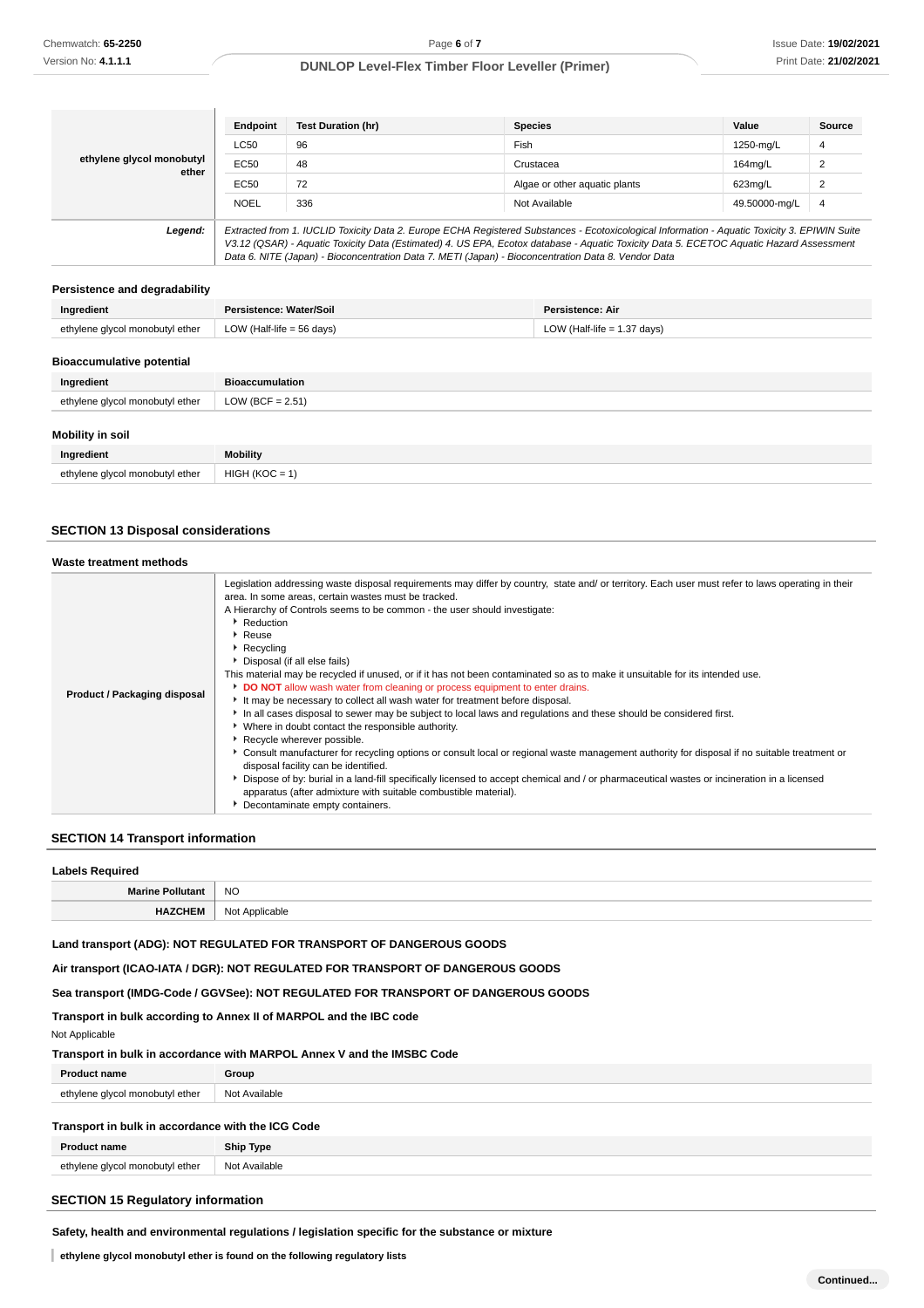| | Endpoint | Test Duration (hr) | Species | Value | Source |
|---|---|---|---|---|---|
| ethylene glycol monobutyl ether | LC50 | 96 | Fish | 1250-mg/L | 4 |
| | EC50 | 48 | Crustacea | 164mg/L | 2 |
| | EC50 | 72 | Algae or other aquatic plants | 623mg/L | 2 |
| | NOEL | 336 | Not Available | 49.50000-mg/L | 4 |

**Legend:** *Extracted from 1. IUCLID Toxicity Data 2. Europe ECHA Registered Substances - Ecotoxicological Information - Aquatic Toxicity 3. EPIWIN Suite V3.12 (QSAR) - Aquatic Toxicity Data (Estimated) 4. US EPA, Ecotox database - Aquatic Toxicity Data 5. ECETOC Aquatic Hazard Assessment Data 6. NITE (Japan) - Bioconcentration Data 7. METI (Japan) - Bioconcentration Data 8. Vendor Data*

### Persistence and degradability

| Ingredient | Persistence: Water/Soil | Persistence: Air |
|---|---|---|
| ethylene glycol monobutyl ether | LOW (Half-life = 56 days) | LOW (Half-life = 1.37 days) |

### Bioaccumulative potential

| Ingredient | Bioaccumulation |
|---|---|
| ethylene glycol monobutyl ether | LOW (BCF = 2.51) |

### Mobility in soil

| Ingredient | Mobility |
|---|---|
| ethylene glycol monobutyl ether | HIGH (KOC = 1) |

## SECTION 13 Disposal considerations

### Waste treatment methods

**Product / Packaging disposal**

Legislation addressing waste disposal requirements may differ by country, state and/ or territory. Each user must refer to laws operating in their area. In some areas, certain wastes must be tracked.

A Hierarchy of Controls seems to be common - the user should investigate:

- Reduction
- Reuse
- Recycling
- Disposal (if all else fails)

This material may be recycled if unused, or if it has not been contaminated so as to make it unsuitable for its intended use.

- **DO NOT** allow wash water from cleaning or process equipment to enter drains.
- It may be necessary to collect all wash water for treatment before disposal.
- In all cases disposal to sewer may be subject to local laws and regulations and these should be considered first.
- Where in doubt contact the responsible authority.
- Recycle wherever possible.
- Consult manufacturer for recycling options or consult local or regional waste management authority for disposal if no suitable treatment or disposal facility can be identified.
- Dispose of by: burial in a land-fill specifically licensed to accept chemical and / or pharmaceutical wastes or incineration in a licensed apparatus (after admixture with suitable combustible material).
- Decontaminate empty containers.

## SECTION 14 Transport information

### Labels Required

| | |
|---|---|
| **Marine Pollutant** | NO |
| **HAZCHEM** | Not Applicable |

**Land transport (ADG): NOT REGULATED FOR TRANSPORT OF DANGEROUS GOODS**

**Air transport (ICAO-IATA / DGR): NOT REGULATED FOR TRANSPORT OF DANGEROUS GOODS**

**Sea transport (IMDG-Code / GGVSee): NOT REGULATED FOR TRANSPORT OF DANGEROUS GOODS**

**Transport in bulk according to Annex II of MARPOL and the IBC code**

Not Applicable

**Transport in bulk in accordance with MARPOL Annex V and the IMSBC Code**

| Product name | Group |
|---|---|
| ethylene glycol monobutyl ether | Not Available |

**Transport in bulk in accordance with the ICG Code**

| Product name | Ship Type |
|---|---|
| ethylene glycol monobutyl ether | Not Available |

## SECTION 15 Regulatory information

**Safety, health and environmental regulations / legislation specific for the substance or mixture**

**ethylene glycol monobutyl ether is found on the following regulatory lists**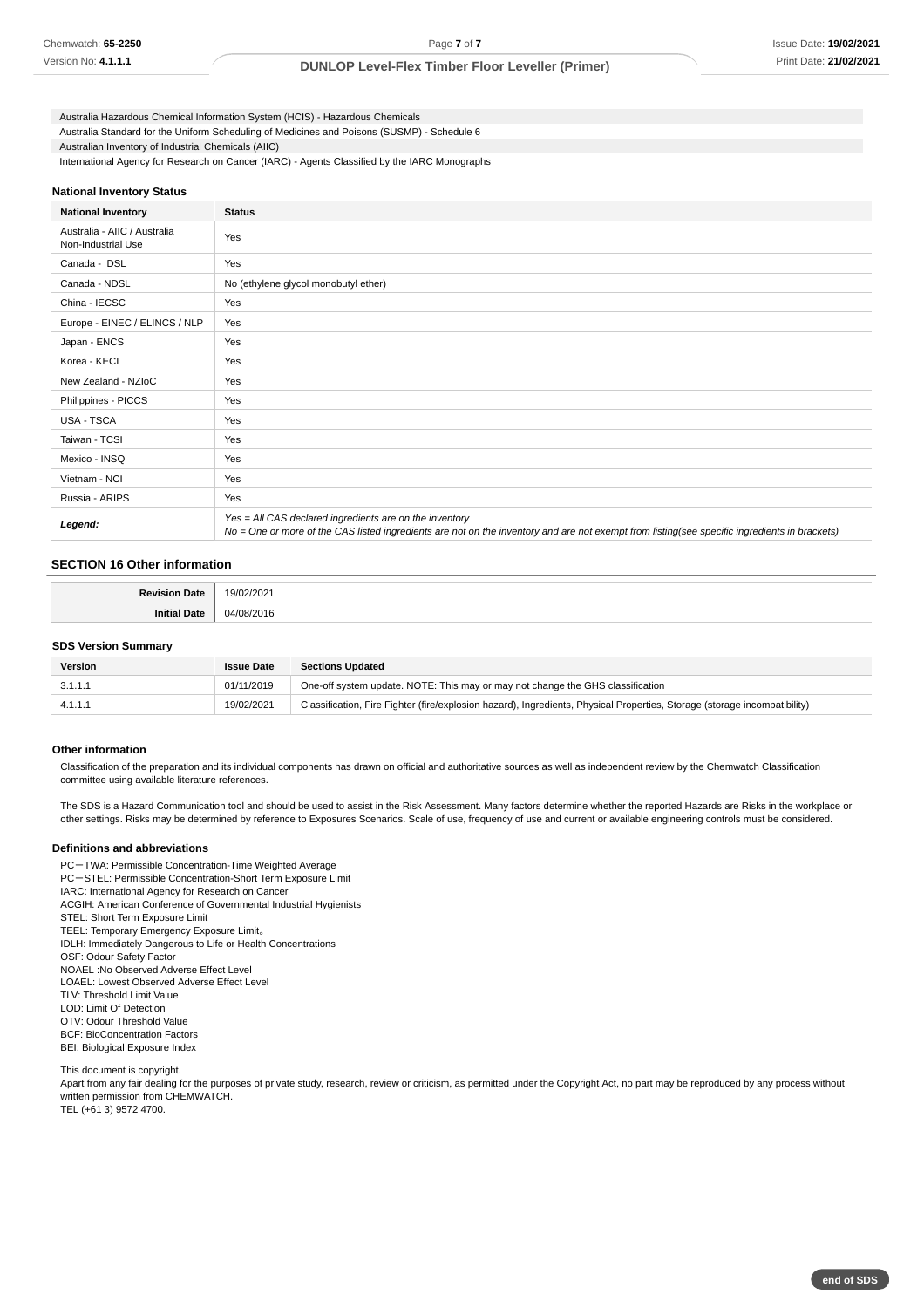Australia Hazardous Chemical Information System (HCIS) - Hazardous Chemicals

Australia Standard for the Uniform Scheduling of Medicines and Poisons (SUSMP) - Schedule 6

Australian Inventory of Industrial Chemicals (AIIC)

International Agency for Research on Cancer (IARC) - Agents Classified by the IARC Monographs

**National Inventory Status**

| National Inventory | Status |
|---|---|
| Australia - AIIC / Australia Non-Industrial Use | Yes |
| Canada - DSL | Yes |
| Canada - NDSL | No (ethylene glycol monobutyl ether) |
| China - IECSC | Yes |
| Europe - EINEC / ELINCS / NLP | Yes |
| Japan - ENCS | Yes |
| Korea - KECI | Yes |
| New Zealand - NZIoC | Yes |
| Philippines - PICCS | Yes |
| USA - TSCA | Yes |
| Taiwan - TCSI | Yes |
| Mexico - INSQ | Yes |
| Vietnam - NCI | Yes |
| Russia - ARIPS | Yes |
| ***Legend:*** | *Yes = All CAS declared ingredients are on the inventory*<br>*No = One or more of the CAS listed ingredients are not on the inventory and are not exempt from listing(see specific ingredients in brackets)* |

## SECTION 16 Other information

| | |
|---|---|
| **Revision Date** | 19/02/2021 |
| **Initial Date** | 04/08/2016 |

**SDS Version Summary**

| Version | Issue Date | Sections Updated |
|---|---|---|
| 3.1.1.1 | 01/11/2019 | One-off system update. NOTE: This may or may not change the GHS classification |
| 4.1.1.1 | 19/02/2021 | Classification, Fire Fighter (fire/explosion hazard), Ingredients, Physical Properties, Storage (storage incompatibility) |

**Other information**

Classification of the preparation and its individual components has drawn on official and authoritative sources as well as independent review by the Chemwatch Classification committee using available literature references.

The SDS is a Hazard Communication tool and should be used to assist in the Risk Assessment. Many factors determine whether the reported Hazards are Risks in the workplace or other settings. Risks may be determined by reference to Exposures Scenarios. Scale of use, frequency of use and current or available engineering controls must be considered.

**Definitions and abbreviations**

PC－TWA: Permissible Concentration-Time Weighted Average
PC－STEL: Permissible Concentration-Short Term Exposure Limit
IARC: International Agency for Research on Cancer
ACGIH: American Conference of Governmental Industrial Hygienists
STEL: Short Term Exposure Limit
TEEL: Temporary Emergency Exposure Limit。
IDLH: Immediately Dangerous to Life or Health Concentrations
OSF: Odour Safety Factor
NOAEL :No Observed Adverse Effect Level
LOAEL: Lowest Observed Adverse Effect Level
TLV: Threshold Limit Value
LOD: Limit Of Detection
OTV: Odour Threshold Value
BCF: BioConcentration Factors
BEI: Biological Exposure Index

This document is copyright.
Apart from any fair dealing for the purposes of private study, research, review or criticism, as permitted under the Copyright Act, no part may be reproduced by any process without written permission from CHEMWATCH.
TEL (+61 3) 9572 4700.

end of SDS